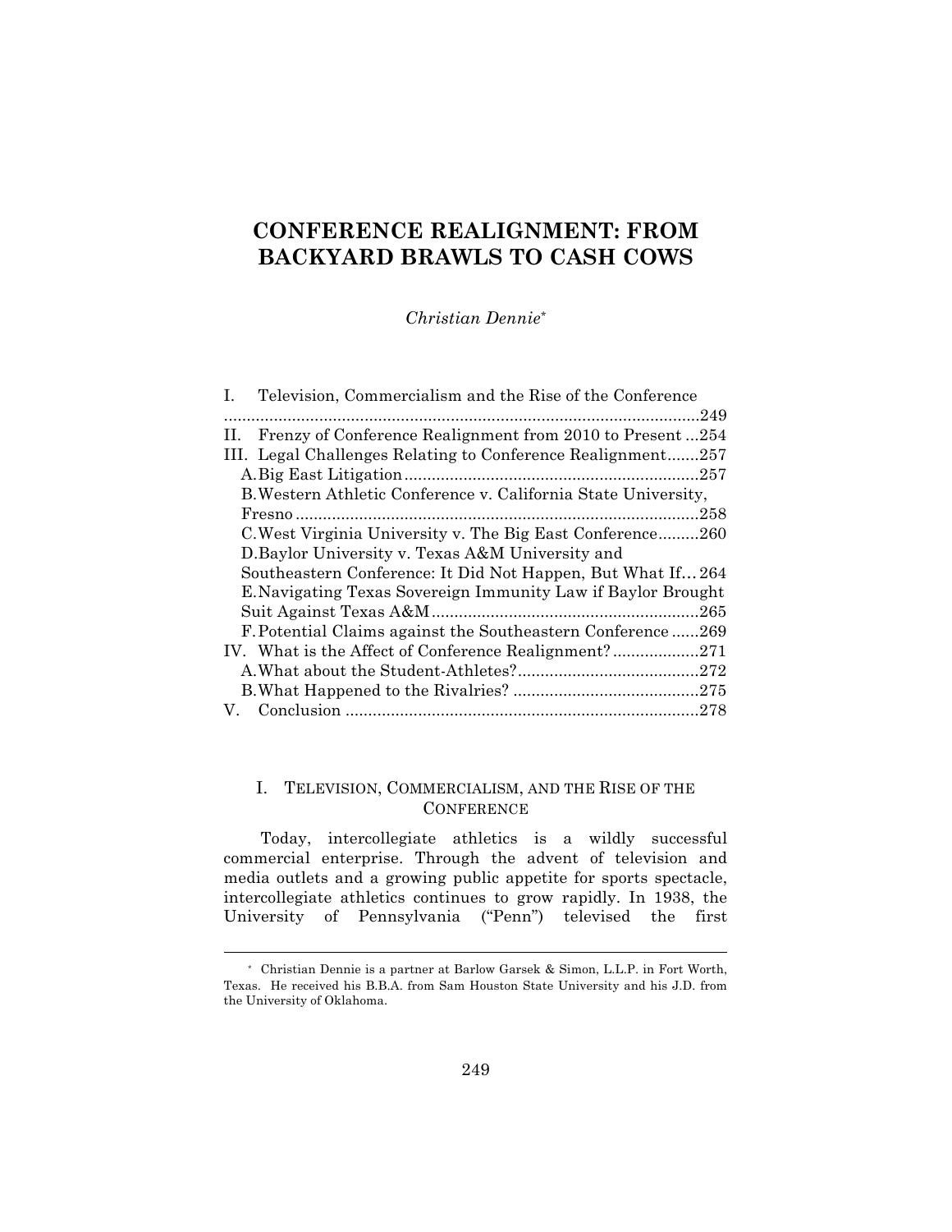# CONFERENCE REALIGNMENT: FROM BACKYARD BRAWLS TO CASH COWS

*Christian Dennie*[*]

I. Television, Commercialism and the Rise of the Conference ....249
II. Frenzy of Conference Realignment from 2010 to Present ...254
III. Legal Challenges Relating to Conference Realignment.......257
 A. Big East Litigation ....257
 B. Western Athletic Conference v. California State University, Fresno ....258
 C. West Virginia University v. The Big East Conference.........260
 D. Baylor University v. Texas A&M University and Southeastern Conference: It Did Not Happen, But What If... 264
 E. Navigating Texas Sovereign Immunity Law if Baylor Brought Suit Against Texas A&M ....265
 F. Potential Claims against the Southeastern Conference ......269
IV. What is the Affect of Conference Realignment? ....271
 A. What about the Student-Athletes? ....272
 B. What Happened to the Rivalries? ....275
V. Conclusion ....278

## I. TELEVISION, COMMERCIALISM, AND THE RISE OF THE CONFERENCE

Today, intercollegiate athletics is a wildly successful commercial enterprise. Through the advent of television and media outlets and a growing public appetite for sports spectacle, intercollegiate athletics continues to grow rapidly. In 1938, the University of Pennsylvania ("Penn") televised the first

[*] Christian Dennie is a partner at Barlow Garsek & Simon, L.L.P. in Fort Worth, Texas. He received his B.B.A. from Sam Houston State University and his J.D. from the University of Oklahoma.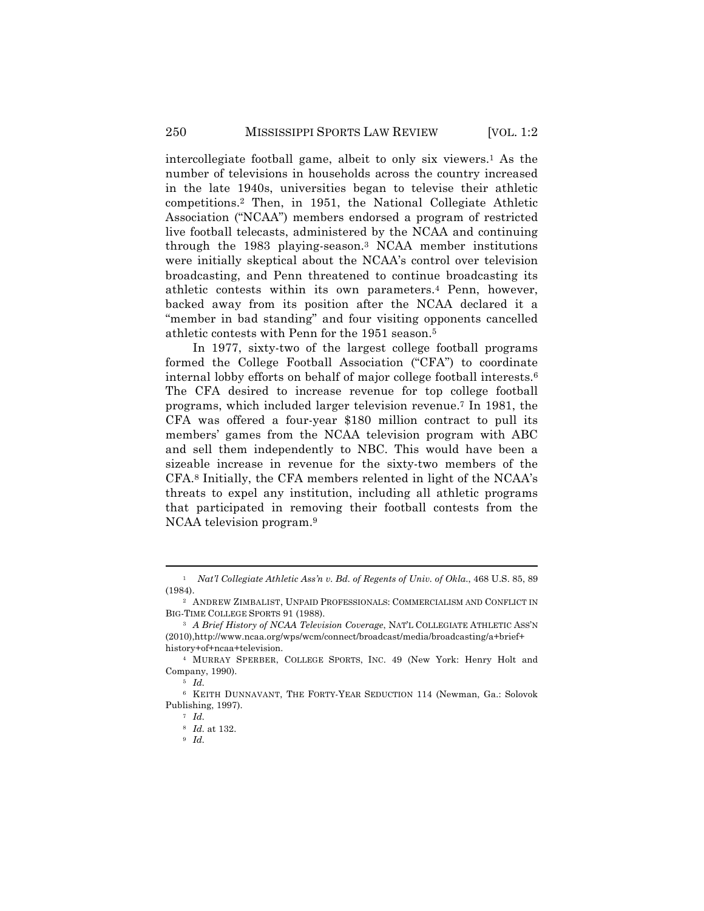intercollegiate football game, albeit to only six viewers.[1] As the number of televisions in households across the country increased in the late 1940s, universities began to televise their athletic competitions.[2] Then, in 1951, the National Collegiate Athletic Association ("NCAA") members endorsed a program of restricted live football telecasts, administered by the NCAA and continuing through the 1983 playing-season.[3] NCAA member institutions were initially skeptical about the NCAA's control over television broadcasting, and Penn threatened to continue broadcasting its athletic contests within its own parameters.[4] Penn, however, backed away from its position after the NCAA declared it a "member in bad standing" and four visiting opponents cancelled athletic contests with Penn for the 1951 season.[5]

In 1977, sixty-two of the largest college football programs formed the College Football Association ("CFA") to coordinate internal lobby efforts on behalf of major college football interests.[6] The CFA desired to increase revenue for top college football programs, which included larger television revenue.[7] In 1981, the CFA was offered a four-year $180 million contract to pull its members' games from the NCAA television program with ABC and sell them independently to NBC. This would have been a sizeable increase in revenue for the sixty-two members of the CFA.[8] Initially, the CFA members relented in light of the NCAA's threats to expel any institution, including all athletic programs that participated in removing their football contests from the NCAA television program.[9]

---

[1] *Nat'l Collegiate Athletic Ass'n v. Bd. of Regents of Univ. of Okla.*, 468 U.S. 85, 89 (1984).

[2] ANDREW ZIMBALIST, UNPAID PROFESSIONALS: COMMERCIALISM AND CONFLICT IN BIG-TIME COLLEGE SPORTS 91 (1988).

[3] *A Brief History of NCAA Television Coverage*, NAT'L COLLEGIATE ATHLETIC ASS'N (2010),http://www.ncaa.org/wps/wcm/connect/broadcast/media/broadcasting/a+brief+history+of+ncaa+television.

[4] MURRAY SPERBER, COLLEGE SPORTS, INC. 49 (New York: Henry Holt and Company, 1990).

[5] *Id.*

[6] KEITH DUNNAVANT, THE FORTY-YEAR SEDUCTION 114 (Newman, Ga.: Solovok Publishing, 1997).

[7] *Id.*

[8] *Id.* at 132.

[9] *Id.*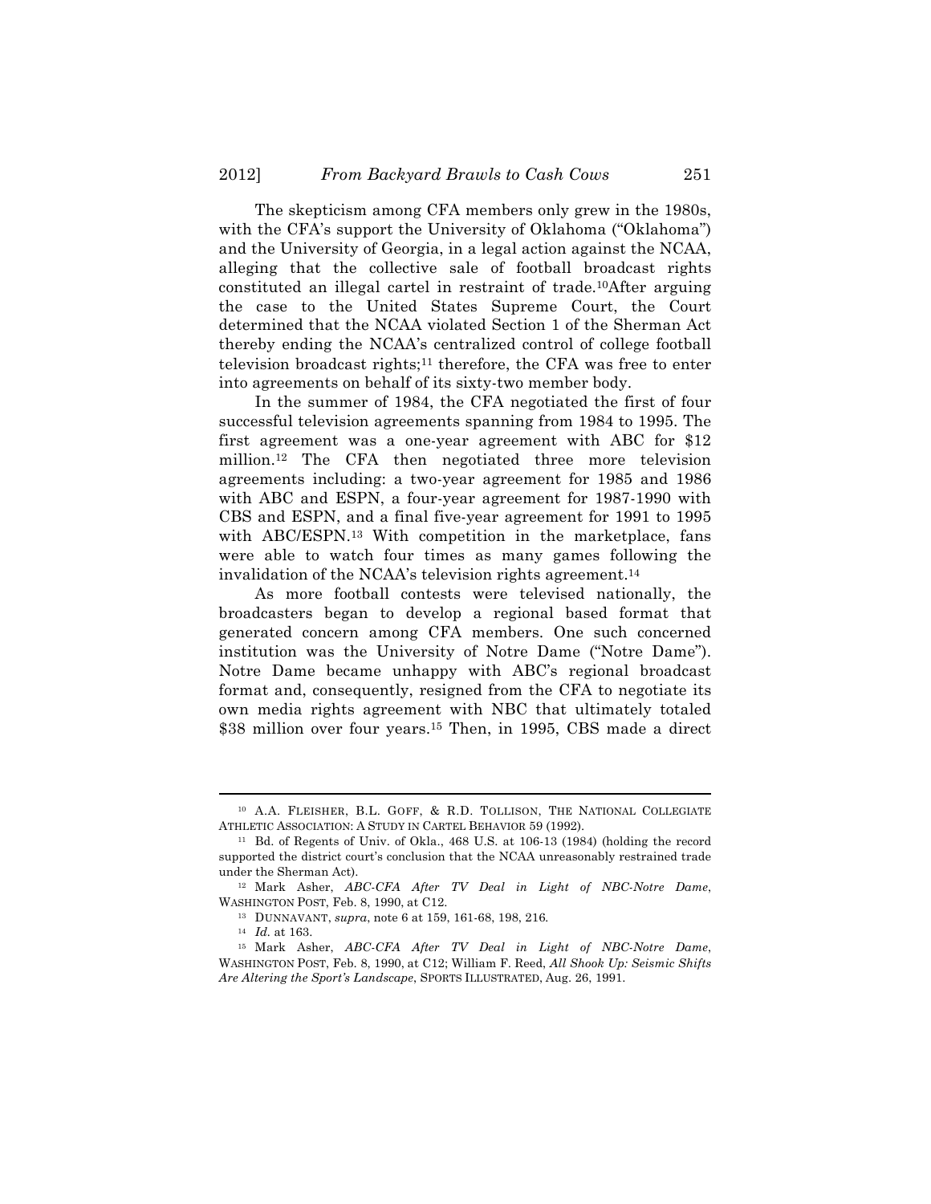The skepticism among CFA members only grew in the 1980s, with the CFA's support the University of Oklahoma ("Oklahoma") and the University of Georgia, in a legal action against the NCAA, alleging that the collective sale of football broadcast rights constituted an illegal cartel in restraint of trade.[10]After arguing the case to the United States Supreme Court, the Court determined that the NCAA violated Section 1 of the Sherman Act thereby ending the NCAA's centralized control of college football television broadcast rights;[11] therefore, the CFA was free to enter into agreements on behalf of its sixty-two member body.

In the summer of 1984, the CFA negotiated the first of four successful television agreements spanning from 1984 to 1995. The first agreement was a one-year agreement with ABC for $12 million.[12] The CFA then negotiated three more television agreements including: a two-year agreement for 1985 and 1986 with ABC and ESPN, a four-year agreement for 1987-1990 with CBS and ESPN, and a final five-year agreement for 1991 to 1995 with ABC/ESPN.[13] With competition in the marketplace, fans were able to watch four times as many games following the invalidation of the NCAA's television rights agreement.[14]

As more football contests were televised nationally, the broadcasters began to develop a regional based format that generated concern among CFA members. One such concerned institution was the University of Notre Dame ("Notre Dame"). Notre Dame became unhappy with ABC's regional broadcast format and, consequently, resigned from the CFA to negotiate its own media rights agreement with NBC that ultimately totaled $38 million over four years.[15] Then, in 1995, CBS made a direct

---

[10] A.A. FLEISHER, B.L. GOFF, & R.D. TOLLISON, THE NATIONAL COLLEGIATE ATHLETIC ASSOCIATION: A STUDY IN CARTEL BEHAVIOR 59 (1992).

[11] Bd. of Regents of Univ. of Okla., 468 U.S. at 106-13 (1984) (holding the record supported the district court's conclusion that the NCAA unreasonably restrained trade under the Sherman Act).

[12] Mark Asher, *ABC-CFA After TV Deal in Light of NBC-Notre Dame*, WASHINGTON POST, Feb. 8, 1990, at C12.

[13] DUNNAVANT, *supra*, note 6 at 159, 161-68, 198, 216.

[14] *Id.* at 163.

[15] Mark Asher, *ABC-CFA After TV Deal in Light of NBC-Notre Dame*, WASHINGTON POST, Feb. 8, 1990, at C12; William F. Reed, *All Shook Up: Seismic Shifts Are Altering the Sport's Landscape*, SPORTS ILLUSTRATED, Aug. 26, 1991.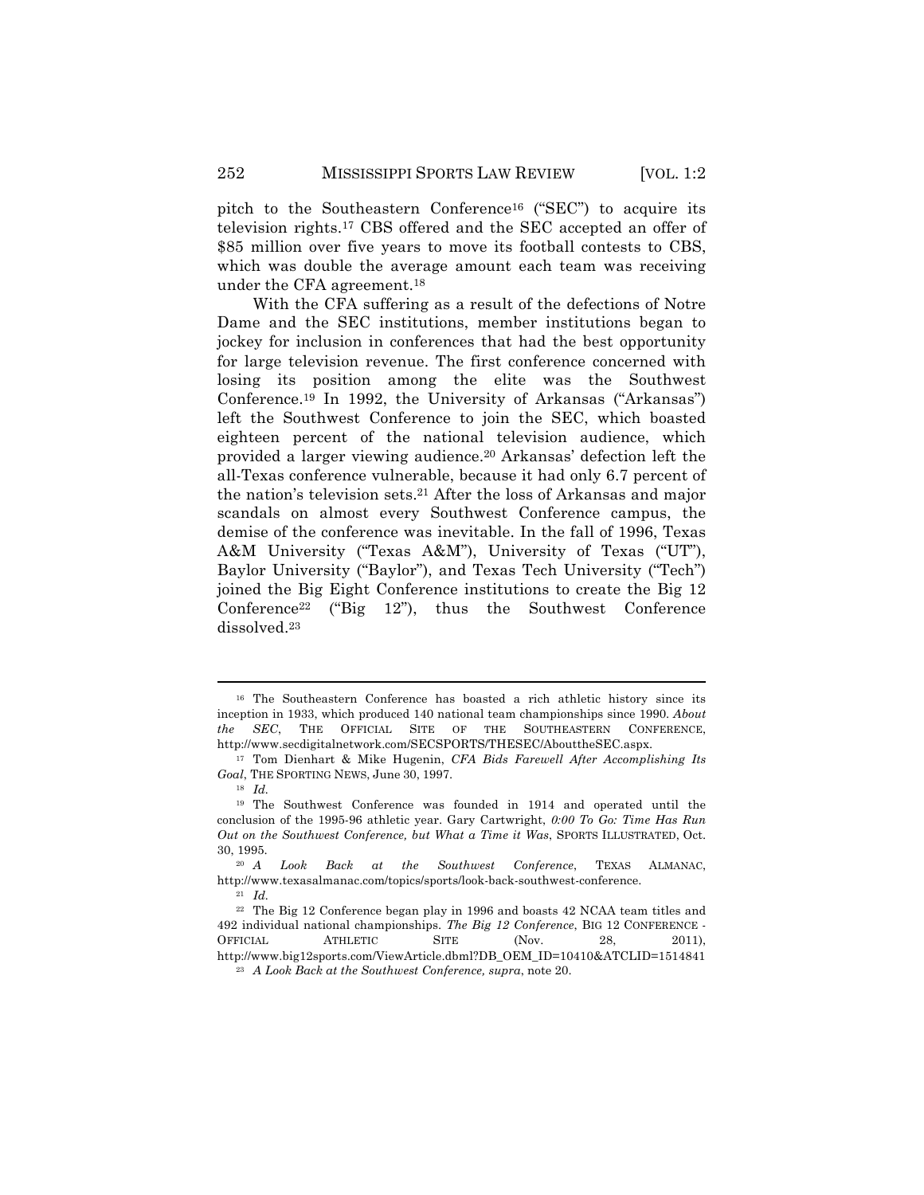pitch to the Southeastern Conference[16] ("SEC") to acquire its television rights.[17] CBS offered and the SEC accepted an offer of $85 million over five years to move its football contests to CBS, which was double the average amount each team was receiving under the CFA agreement.[18]

With the CFA suffering as a result of the defections of Notre Dame and the SEC institutions, member institutions began to jockey for inclusion in conferences that had the best opportunity for large television revenue. The first conference concerned with losing its position among the elite was the Southwest Conference.[19] In 1992, the University of Arkansas ("Arkansas") left the Southwest Conference to join the SEC, which boasted eighteen percent of the national television audience, which provided a larger viewing audience.[20] Arkansas' defection left the all-Texas conference vulnerable, because it had only 6.7 percent of the nation's television sets.[21] After the loss of Arkansas and major scandals on almost every Southwest Conference campus, the demise of the conference was inevitable. In the fall of 1996, Texas A&M University ("Texas A&M"), University of Texas ("UT"), Baylor University ("Baylor"), and Texas Tech University ("Tech") joined the Big Eight Conference institutions to create the Big 12 Conference[22] ("Big 12"), thus the Southwest Conference dissolved.[23]

---

[16] The Southeastern Conference has boasted a rich athletic history since its inception in 1933, which produced 140 national team championships since 1990. *About the SEC*, THE OFFICIAL SITE OF THE SOUTHEASTERN CONFERENCE, http://www.secdigitalnetwork.com/SECSPORTS/THESEC/AbouttheSEC.aspx.

[17] Tom Dienhart & Mike Hugenin, *CFA Bids Farewell After Accomplishing Its Goal*, THE SPORTING NEWS, June 30, 1997.

[18] *Id.*

[19] The Southwest Conference was founded in 1914 and operated until the conclusion of the 1995-96 athletic year. Gary Cartwright, *0:00 To Go: Time Has Run Out on the Southwest Conference, but What a Time it Was*, SPORTS ILLUSTRATED, Oct. 30, 1995.

[20] *A Look Back at the Southwest Conference*, TEXAS ALMANAC, http://www.texasalmanac.com/topics/sports/look-back-southwest-conference.

[21] *Id.*

[22] The Big 12 Conference began play in 1996 and boasts 42 NCAA team titles and 492 individual national championships. *The Big 12 Conference*, BIG 12 CONFERENCE - OFFICIAL ATHLETIC SITE (Nov. 28, 2011), http://www.big12sports.com/ViewArticle.dbml?DB_OEM_ID=10410&ATCLID=1514841

[23] *A Look Back at the Southwest Conference, supra*, note 20.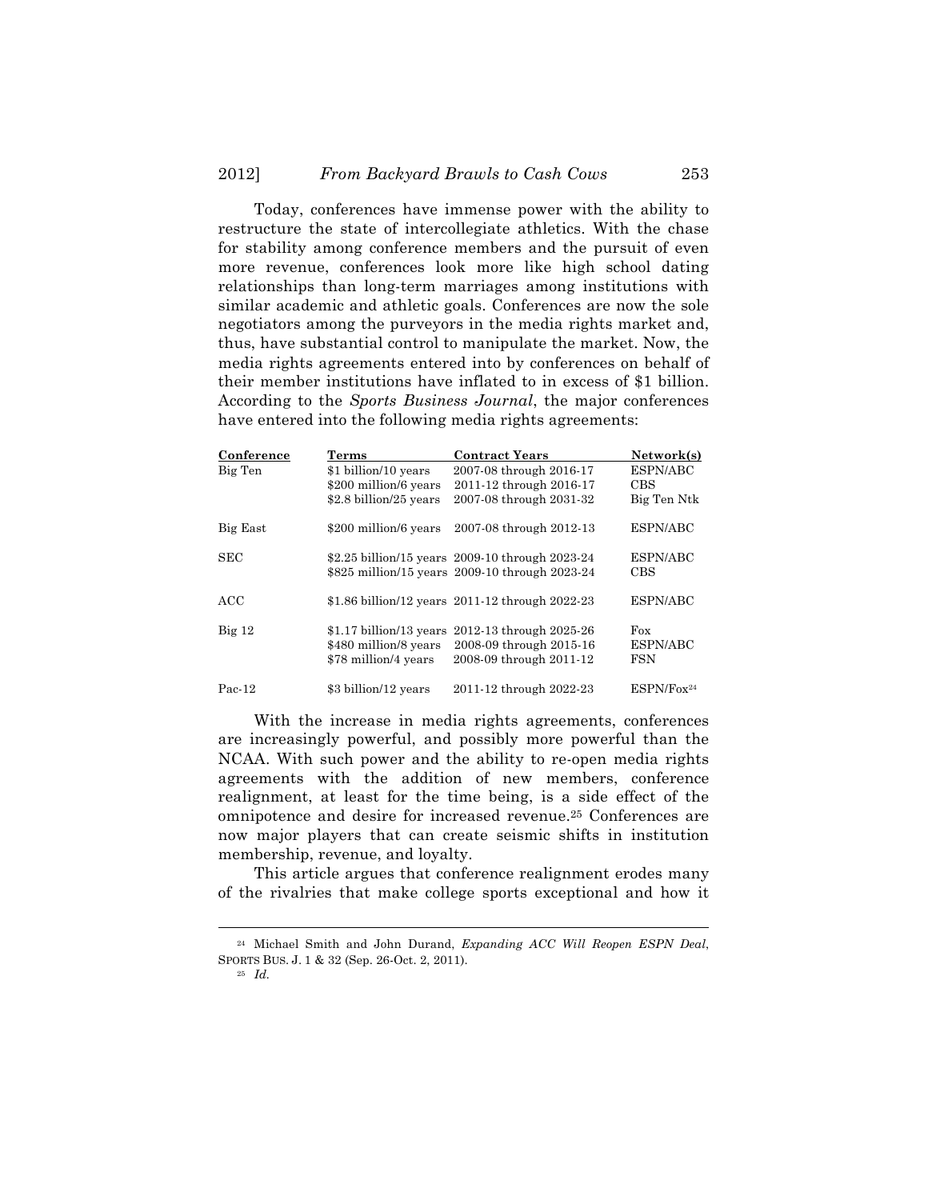Today, conferences have immense power with the ability to restructure the state of intercollegiate athletics. With the chase for stability among conference members and the pursuit of even more revenue, conferences look more like high school dating relationships than long-term marriages among institutions with similar academic and athletic goals. Conferences are now the sole negotiators among the purveyors in the media rights market and, thus, have substantial control to manipulate the market. Now, the media rights agreements entered into by conferences on behalf of their member institutions have inflated to in excess of $1 billion. According to the *Sports Business Journal*, the major conferences have entered into the following media rights agreements:

| Conference | Terms | Contract Years | Network(s) |
| --- | --- | --- | --- |
| Big Ten | $1 billion/10 years | 2007-08 through 2016-17 | ESPN/ABC |
| | $200 million/6 years | 2011-12 through 2016-17 | CBS |
| | $2.8 billion/25 years | 2007-08 through 2031-32 | Big Ten Ntk |
| Big East | $200 million/6 years | 2007-08 through 2012-13 | ESPN/ABC |
| SEC | $2.25 billion/15 years | 2009-10 through 2023-24 | ESPN/ABC |
| | $825 million/15 years | 2009-10 through 2023-24 | CBS |
| ACC | $1.86 billion/12 years | 2011-12 through 2022-23 | ESPN/ABC |
| Big 12 | $1.17 billion/13 years | 2012-13 through 2025-26 | Fox |
| | $480 million/8 years | 2008-09 through 2015-16 | ESPN/ABC |
| | $78 million/4 years | 2008-09 through 2011-12 | FSN |
| Pac-12 | $3 billion/12 years | 2011-12 through 2022-23 | ESPN/Fox[24] |

With the increase in media rights agreements, conferences are increasingly powerful, and possibly more powerful than the NCAA. With such power and the ability to re-open media rights agreements with the addition of new members, conference realignment, at least for the time being, is a side effect of the omnipotence and desire for increased revenue.[25] Conferences are now major players that can create seismic shifts in institution membership, revenue, and loyalty.

This article argues that conference realignment erodes many of the rivalries that make college sports exceptional and how it

---

[24] Michael Smith and John Durand, *Expanding ACC Will Reopen ESPN Deal*, SPORTS BUS. J. 1 & 32 (Sep. 26-Oct. 2, 2011).

[25] *Id.*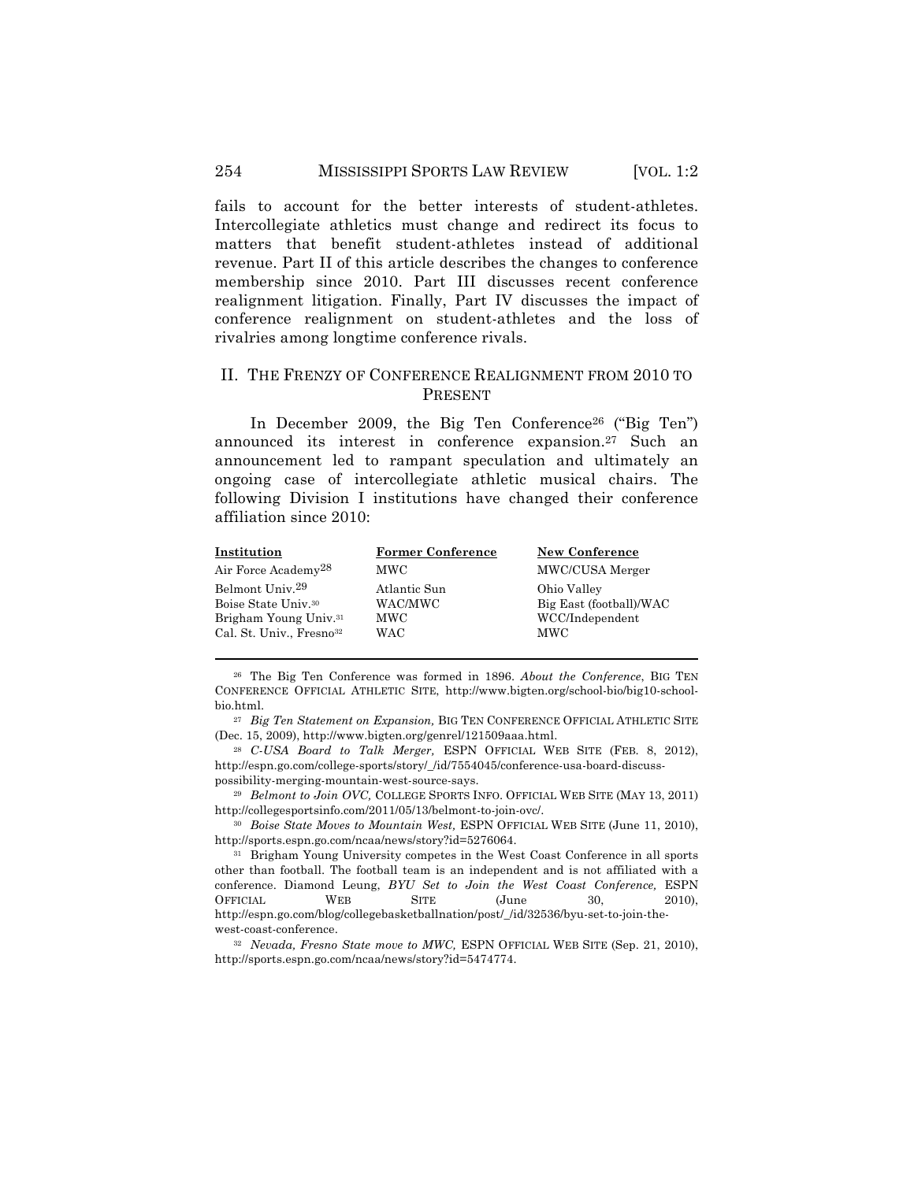fails to account for the better interests of student-athletes. Intercollegiate athletics must change and redirect its focus to matters that benefit student-athletes instead of additional revenue. Part II of this article describes the changes to conference membership since 2010. Part III discusses recent conference realignment litigation. Finally, Part IV discusses the impact of conference realignment on student-athletes and the loss of rivalries among longtime conference rivals.

## II. THE FRENZY OF CONFERENCE REALIGNMENT FROM 2010 TO PRESENT

In December 2009, the Big Ten Conference[26] ("Big Ten") announced its interest in conference expansion.[27] Such an announcement led to rampant speculation and ultimately an ongoing case of intercollegiate athletic musical chairs. The following Division I institutions have changed their conference affiliation since 2010:

| Institution | Former Conference | New Conference |
|---|---|---|
| Air Force Academy[28] | MWC | MWC/CUSA Merger |
| Belmont Univ.[29] | Atlantic Sun | Ohio Valley |
| Boise State Univ.[30] | WAC/MWC | Big East (football)/WAC |
| Brigham Young Univ.[31] | MWC | WCC/Independent |
| Cal. St. Univ., Fresno[32] | WAC | MWC |

---

[26] The Big Ten Conference was formed in 1896. *About the Conference*, BIG TEN CONFERENCE OFFICIAL ATHLETIC SITE, http://www.bigten.org/school-bio/big10-school-bio.html.

[27] *Big Ten Statement on Expansion,* BIG TEN CONFERENCE OFFICIAL ATHLETIC SITE (Dec. 15, 2009), http://www.bigten.org/genrel/121509aaa.html.

[28] *C-USA Board to Talk Merger,* ESPN OFFICIAL WEB SITE (FEB. 8, 2012), http://espn.go.com/college-sports/story/_/id/7554045/conference-usa-board-discuss-possibility-merging-mountain-west-source-says.

[29] *Belmont to Join OVC,* COLLEGE SPORTS INFO. OFFICIAL WEB SITE (MAY 13, 2011) http://collegesportsinfo.com/2011/05/13/belmont-to-join-ovc/.

[30] *Boise State Moves to Mountain West,* ESPN OFFICIAL WEB SITE (June 11, 2010), http://sports.espn.go.com/ncaa/news/story?id=5276064.

[31] Brigham Young University competes in the West Coast Conference in all sports other than football. The football team is an independent and is not affiliated with a conference. Diamond Leung, *BYU Set to Join the West Coast Conference,* ESPN OFFICIAL WEB SITE (June 30, 2010), http://espn.go.com/blog/collegebasketballnation/post/_/id/32536/byu-set-to-join-the-west-coast-conference.

[32] *Nevada, Fresno State move to MWC,* ESPN OFFICIAL WEB SITE (Sep. 21, 2010), http://sports.espn.go.com/ncaa/news/story?id=5474774.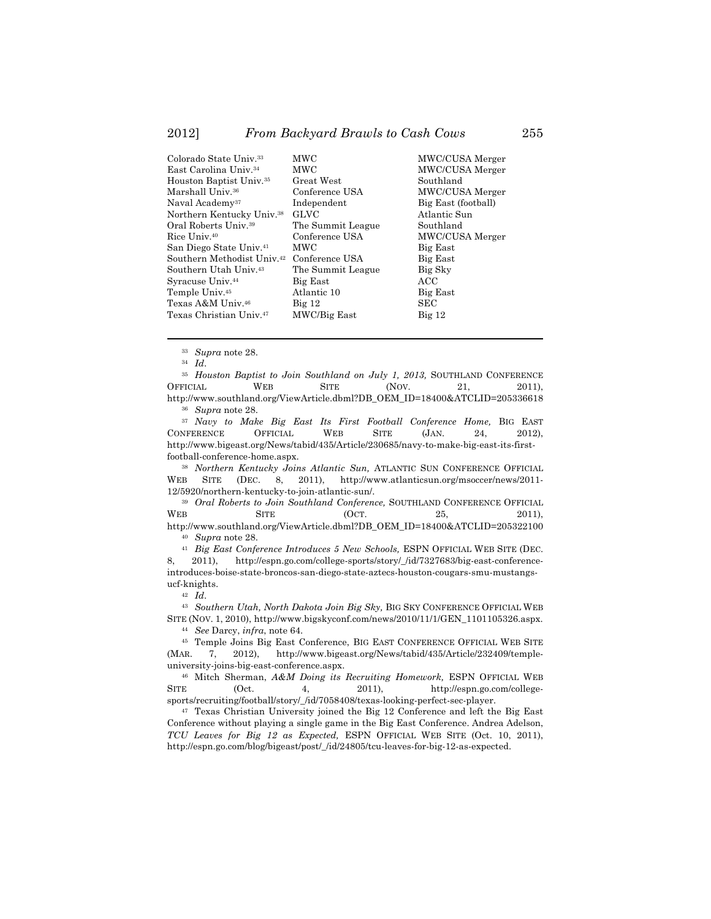| | | |
|---|---|---|
| Colorado State Univ.[33] | MWC | MWC/CUSA Merger |
| East Carolina Univ.[34] | MWC | MWC/CUSA Merger |
| Houston Baptist Univ.[35] | Great West | Southland |
| Marshall Univ.[36] | Conference USA | MWC/CUSA Merger |
| Naval Academy[37] | Independent | Big East (football) |
| Northern Kentucky Univ.[38] | GLVC | Atlantic Sun |
| Oral Roberts Univ.[39] | The Summit League | Southland |
| Rice Univ.[40] | Conference USA | MWC/CUSA Merger |
| San Diego State Univ.[41] | MWC | Big East |
| Southern Methodist Univ.[42] | Conference USA | Big East |
| Southern Utah Univ.[43] | The Summit League | Big Sky |
| Syracuse Univ.[44] | Big East | ACC |
| Temple Univ.[45] | Atlantic 10 | Big East |
| Texas A&M Univ.[46] | Big 12 | SEC |
| Texas Christian Univ.[47] | MWC/Big East | Big 12 |

---

[33] *Supra* note 28.

[34] *Id.*

[35] *Houston Baptist to Join Southland on July 1, 2013,* SOUTHLAND CONFERENCE OFFICIAL WEB SITE (NOV. 21, 2011), http://www.southland.org/ViewArticle.dbml?DB_OEM_ID=18400&ATCLID=205336618

[36] *Supra* note 28.

[37] *Navy to Make Big East Its First Football Conference Home,* BIG EAST CONFERENCE OFFICIAL WEB SITE (JAN. 24, 2012), http://www.bigeast.org/News/tabid/435/Article/230685/navy-to-make-big-east-its-first-football-conference-home.aspx.

[38] *Northern Kentucky Joins Atlantic Sun,* ATLANTIC SUN CONFERENCE OFFICIAL WEB SITE (DEC. 8, 2011), http://www.atlanticsun.org/msoccer/news/2011-12/5920/northern-kentucky-to-join-atlantic-sun/.

[39] *Oral Roberts to Join Southland Conference,* SOUTHLAND CONFERENCE OFFICIAL WEB SITE (OCT. 25, 2011), http://www.southland.org/ViewArticle.dbml?DB_OEM_ID=18400&ATCLID=205322100

[40] *Supra* note 28.

[41] *Big East Conference Introduces 5 New Schools,* ESPN OFFICIAL WEB SITE (DEC. 8, 2011), http://espn.go.com/college-sports/story/_/id/7327683/big-east-conference-introduces-boise-state-broncos-san-diego-state-aztecs-houston-cougars-smu-mustangs-ucf-knights.

[42] *Id.*

[43] *Southern Utah, North Dakota Join Big Sky,* BIG SKY CONFERENCE OFFICIAL WEB SITE (NOV. 1, 2010), http://www.bigskyconf.com/news/2010/11/1/GEN_1101105326.aspx.

[44] *See* Darcy, *infra*, note 64.

[45] Temple Joins Big East Conference, BIG EAST CONFERENCE OFFICIAL WEB SITE (MAR. 7, 2012), http://www.bigeast.org/News/tabid/435/Article/232409/temple-university-joins-big-east-conference.aspx.

[46] Mitch Sherman, *A&M Doing its Recruiting Homework,* ESPN OFFICIAL WEB SITE (Oct. 4, 2011), http://espn.go.com/college-sports/recruiting/football/story/_/id/7058408/texas-looking-perfect-sec-player.

[47] Texas Christian University joined the Big 12 Conference and left the Big East Conference without playing a single game in the Big East Conference. Andrea Adelson, *TCU Leaves for Big 12 as Expected,* ESPN OFFICIAL WEB SITE (Oct. 10, 2011), http://espn.go.com/blog/bigeast/post/_/id/24805/tcu-leaves-for-big-12-as-expected.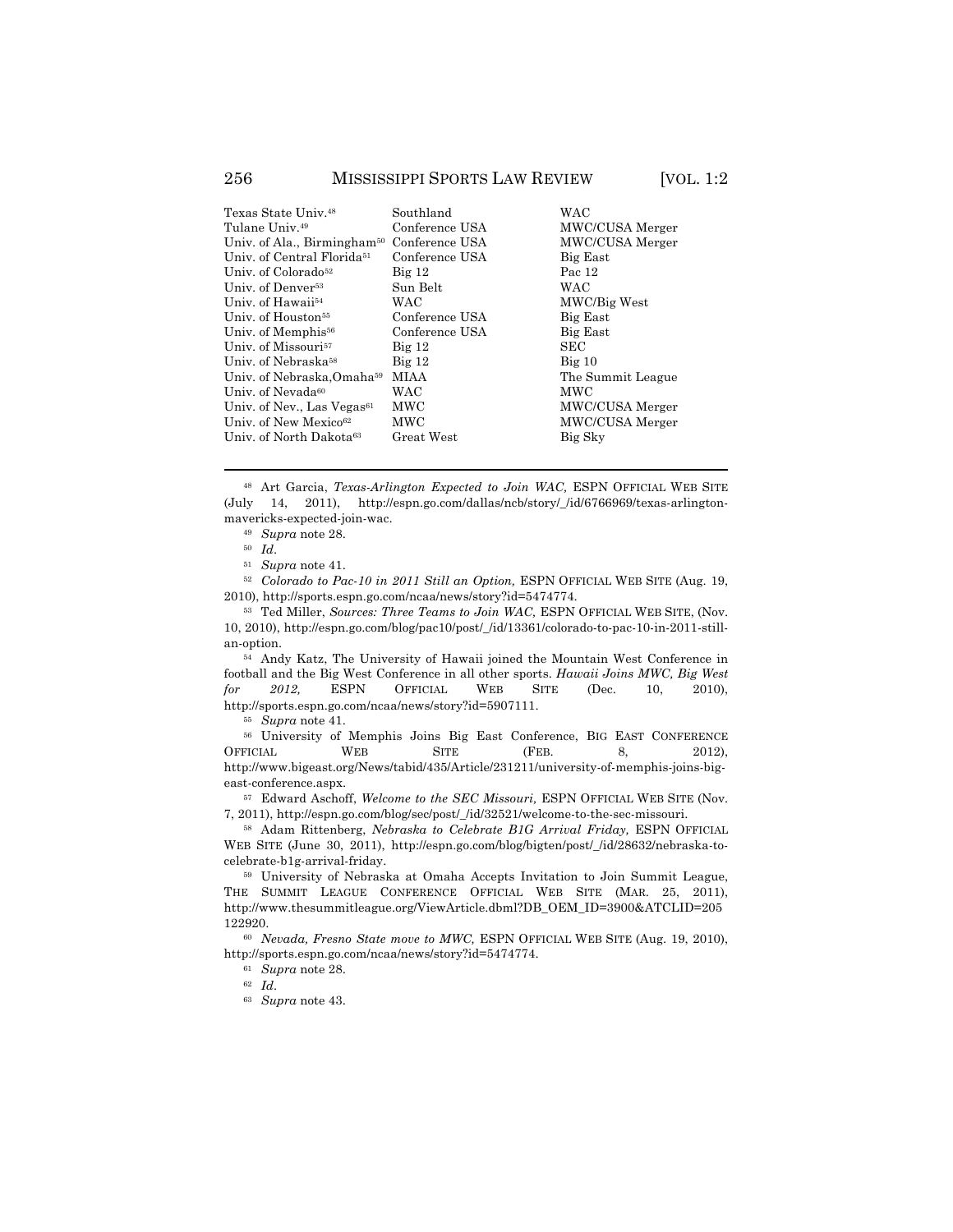| | | |
|---|---|---|
| Texas State Univ.[48] | Southland | WAC |
| Tulane Univ.[49] | Conference USA | MWC/CUSA Merger |
| Univ. of Ala., Birmingham[50] | Conference USA | MWC/CUSA Merger |
| Univ. of Central Florida[51] | Conference USA | Big East |
| Univ. of Colorado[52] | Big 12 | Pac 12 |
| Univ. of Denver[53] | Sun Belt | WAC |
| Univ. of Hawaii[54] | WAC | MWC/Big West |
| Univ. of Houston[55] | Conference USA | Big East |
| Univ. of Memphis[56] | Conference USA | Big East |
| Univ. of Missouri[57] | Big 12 | SEC |
| Univ. of Nebraska[58] | Big 12 | Big 10 |
| Univ. of Nebraska,Omaha[59] | MIAA | The Summit League |
| Univ. of Nevada[60] | WAC | MWC |
| Univ. of Nev., Las Vegas[61] | MWC | MWC/CUSA Merger |
| Univ. of New Mexico[62] | MWC | MWC/CUSA Merger |
| Univ. of North Dakota[63] | Great West | Big Sky |

---

[48] Art Garcia, *Texas-Arlington Expected to Join WAC,* ESPN OFFICIAL WEB SITE (July 14, 2011), http://espn.go.com/dallas/ncb/story/_/id/6766969/texas-arlington-mavericks-expected-join-wac.

[49] *Supra* note 28.

[50] *Id*.

[51] *Supra* note 41.

[52] *Colorado to Pac-10 in 2011 Still an Option,* ESPN OFFICIAL WEB SITE (Aug. 19, 2010), http://sports.espn.go.com/ncaa/news/story?id=5474774.

[53] Ted Miller, *Sources: Three Teams to Join WAC,* ESPN OFFICIAL WEB SITE, (Nov. 10, 2010), http://espn.go.com/blog/pac10/post/_/id/13361/colorado-to-pac-10-in-2011-still-an-option.

[54] Andy Katz, The University of Hawaii joined the Mountain West Conference in football and the Big West Conference in all other sports. *Hawaii Joins MWC, Big West for 2012,* ESPN OFFICIAL WEB SITE (Dec. 10, 2010), http://sports.espn.go.com/ncaa/news/story?id=5907111.

[55] *Supra* note 41.

[56] University of Memphis Joins Big East Conference, BIG EAST CONFERENCE OFFICIAL WEB SITE (FEB. 8, 2012), http://www.bigeast.org/News/tabid/435/Article/231211/university-of-memphis-joins-big-east-conference.aspx.

[57] Edward Aschoff, *Welcome to the SEC Missouri,* ESPN OFFICIAL WEB SITE (Nov. 7, 2011), http://espn.go.com/blog/sec/post/_/id/32521/welcome-to-the-sec-missouri.

[58] Adam Rittenberg, *Nebraska to Celebrate B1G Arrival Friday,* ESPN OFFICIAL WEB SITE (June 30, 2011), http://espn.go.com/blog/bigten/post/_/id/28632/nebraska-to-celebrate-b1g-arrival-friday.

[59] University of Nebraska at Omaha Accepts Invitation to Join Summit League, THE SUMMIT LEAGUE CONFERENCE OFFICIAL WEB SITE (MAR. 25, 2011), http://www.thesummitleague.org/ViewArticle.dbml?DB_OEM_ID=3900&ATCLID=205122920.

[60] *Nevada, Fresno State move to MWC,* ESPN OFFICIAL WEB SITE (Aug. 19, 2010), http://sports.espn.go.com/ncaa/news/story?id=5474774.

[61] *Supra* note 28.

[62] *Id*.

[63] *Supra* note 43.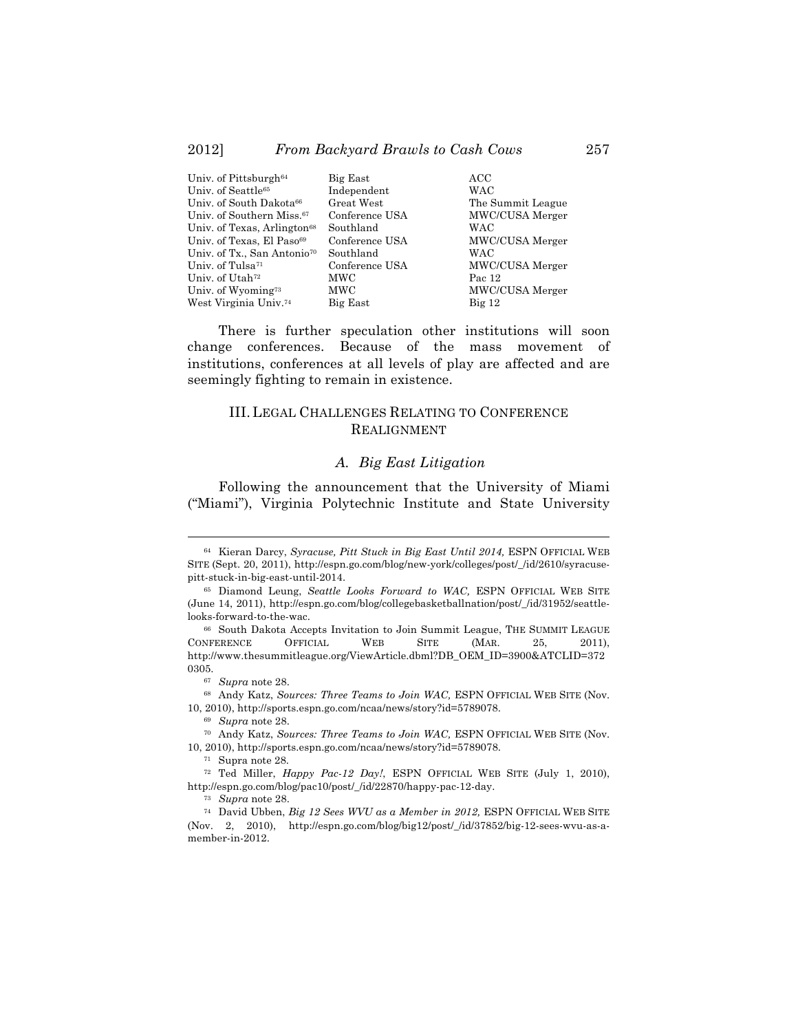| | | |
|---|---|---|
| Univ. of Pittsburgh[64] | Big East | ACC |
| Univ. of Seattle[65] | Independent | WAC |
| Univ. of South Dakota[66] | Great West | The Summit League |
| Univ. of Southern Miss.[67] | Conference USA | MWC/CUSA Merger |
| Univ. of Texas, Arlington[68] | Southland | WAC |
| Univ. of Texas, El Paso[69] | Conference USA | MWC/CUSA Merger |
| Univ. of Tx., San Antonio[70] | Southland | WAC |
| Univ. of Tulsa[71] | Conference USA | MWC/CUSA Merger |
| Univ. of Utah[72] | MWC | Pac 12 |
| Univ. of Wyoming[73] | MWC | MWC/CUSA Merger |
| West Virginia Univ.[74] | Big East | Big 12 |

There is further speculation other institutions will soon change conferences. Because of the mass movement of institutions, conferences at all levels of play are affected and are seemingly fighting to remain in existence.

## III. Legal Challenges Relating to Conference Realignment

### *A. Big East Litigation*

Following the announcement that the University of Miami ("Miami"), Virginia Polytechnic Institute and State University

---

[64] Kieran Darcy, *Syracuse, Pitt Stuck in Big East Until 2014,* ESPN OFFICIAL WEB SITE (Sept. 20, 2011), http://espn.go.com/blog/new-york/colleges/post/_/id/2610/syracuse-pitt-stuck-in-big-east-until-2014.

[65] Diamond Leung, *Seattle Looks Forward to WAC,* ESPN OFFICIAL WEB SITE (June 14, 2011), http://espn.go.com/blog/collegebasketballnation/post/_/id/31952/seattle-looks-forward-to-the-wac.

[66] South Dakota Accepts Invitation to Join Summit League, THE SUMMIT LEAGUE CONFERENCE OFFICIAL WEB SITE (MAR. 25, 2011), http://www.thesummitleague.org/ViewArticle.dbml?DB_OEM_ID=3900&ATCLID=3720305.

[67] *Supra* note 28.

[68] Andy Katz, *Sources: Three Teams to Join WAC,* ESPN OFFICIAL WEB SITE (Nov. 10, 2010), http://sports.espn.go.com/ncaa/news/story?id=5789078.

[69] *Supra* note 28.

[70] Andy Katz, *Sources: Three Teams to Join WAC,* ESPN OFFICIAL WEB SITE (Nov. 10, 2010), http://sports.espn.go.com/ncaa/news/story?id=5789078.

[71] Supra note 28.

[72] Ted Miller, *Happy Pac-12 Day!,* ESPN OFFICIAL WEB SITE (July 1, 2010), http://espn.go.com/blog/pac10/post/_/id/22870/happy-pac-12-day.

[73] *Supra* note 28.

[74] David Ubben, *Big 12 Sees WVU as a Member in 2012,* ESPN OFFICIAL WEB SITE (Nov. 2, 2010), http://espn.go.com/blog/big12/post/_/id/37852/big-12-sees-wvu-as-a-member-in-2012.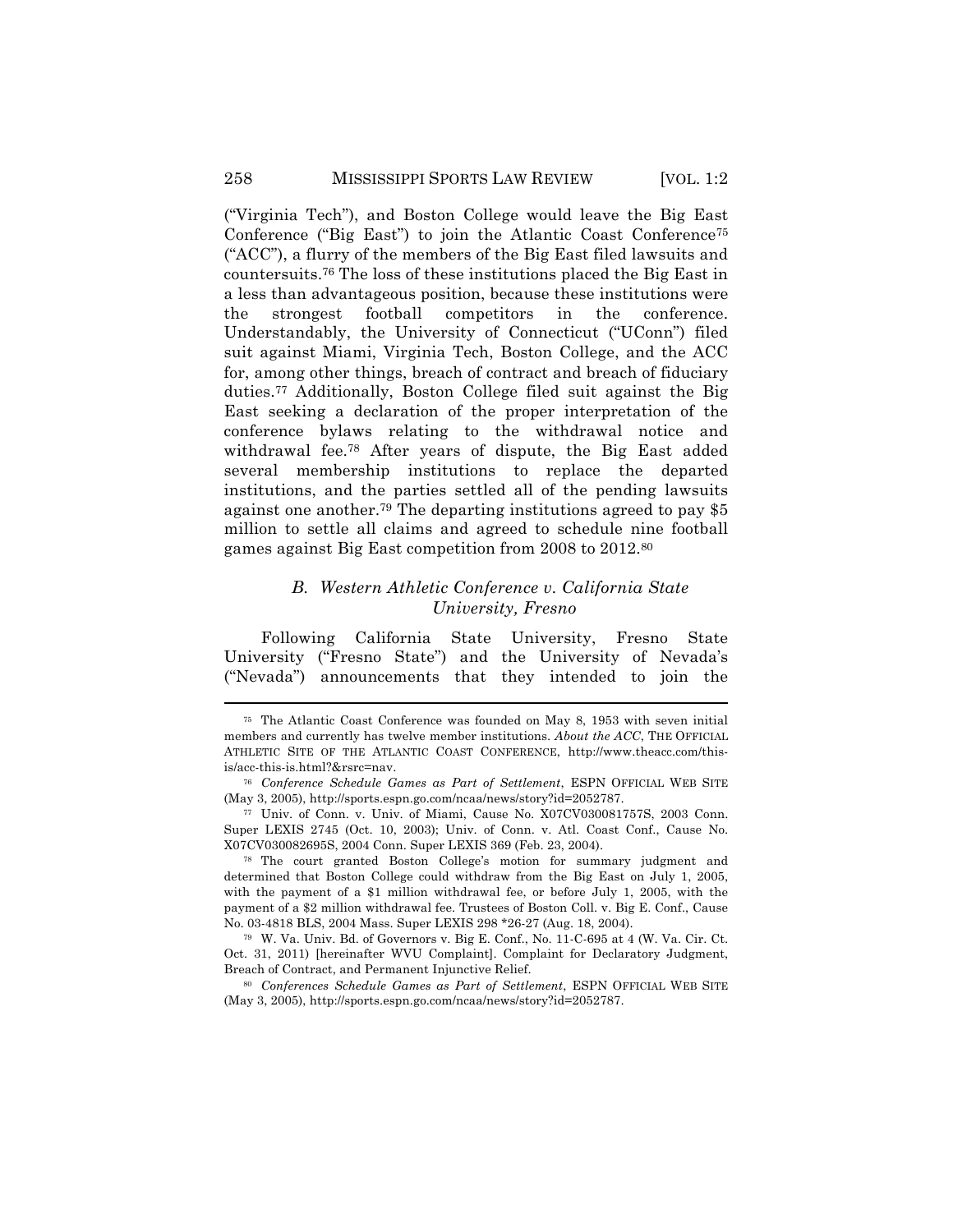("Virginia Tech"), and Boston College would leave the Big East Conference ("Big East") to join the Atlantic Coast Conference[75] ("ACC"), a flurry of the members of the Big East filed lawsuits and countersuits.[76] The loss of these institutions placed the Big East in a less than advantageous position, because these institutions were the strongest football competitors in the conference. Understandably, the University of Connecticut ("UConn") filed suit against Miami, Virginia Tech, Boston College, and the ACC for, among other things, breach of contract and breach of fiduciary duties.[77] Additionally, Boston College filed suit against the Big East seeking a declaration of the proper interpretation of the conference bylaws relating to the withdrawal notice and withdrawal fee.[78] After years of dispute, the Big East added several membership institutions to replace the departed institutions, and the parties settled all of the pending lawsuits against one another.[79] The departing institutions agreed to pay $5 million to settle all claims and agreed to schedule nine football games against Big East competition from 2008 to 2012.[80]

### B. *Western Athletic Conference v. California State University, Fresno*

Following California State University, Fresno State University ("Fresno State") and the University of Nevada's ("Nevada") announcements that they intended to join the

---

[75] The Atlantic Coast Conference was founded on May 8, 1953 with seven initial members and currently has twelve member institutions. *About the ACC*, THE OFFICIAL ATHLETIC SITE OF THE ATLANTIC COAST CONFERENCE, http://www.theacc.com/this-is/acc-this-is.html?&rsrc=nav.

[76] *Conference Schedule Games as Part of Settlement*, ESPN OFFICIAL WEB SITE (May 3, 2005), http://sports.espn.go.com/ncaa/news/story?id=2052787.

[77] Univ. of Conn. v. Univ. of Miami, Cause No. X07CV030081757S, 2003 Conn. Super LEXIS 2745 (Oct. 10, 2003); Univ. of Conn. v. Atl. Coast Conf., Cause No. X07CV030082695S, 2004 Conn. Super LEXIS 369 (Feb. 23, 2004).

[78] The court granted Boston College's motion for summary judgment and determined that Boston College could withdraw from the Big East on July 1, 2005, with the payment of a $1 million withdrawal fee, or before July 1, 2005, with the payment of a $2 million withdrawal fee. Trustees of Boston Coll. v. Big E. Conf., Cause No. 03-4818 BLS, 2004 Mass. Super LEXIS 298 *26-27 (Aug. 18, 2004).

[79] W. Va. Univ. Bd. of Governors v. Big E. Conf., No. 11-C-695 at 4 (W. Va. Cir. Ct. Oct. 31, 2011) [hereinafter WVU Complaint]. Complaint for Declaratory Judgment, Breach of Contract, and Permanent Injunctive Relief.

[80] *Conferences Schedule Games as Part of Settlement*, ESPN OFFICIAL WEB SITE (May 3, 2005), http://sports.espn.go.com/ncaa/news/story?id=2052787.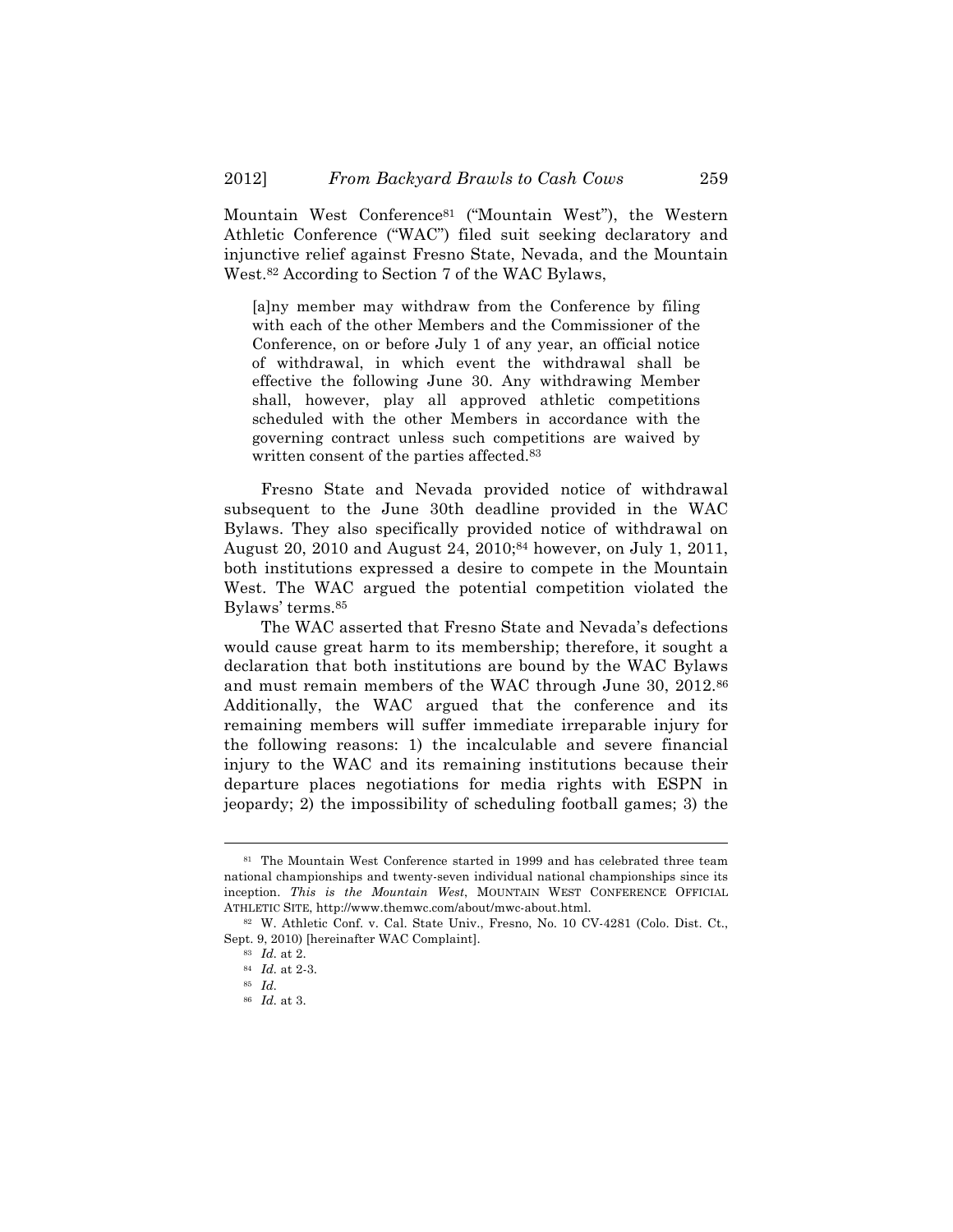Mountain West Conference[81] ("Mountain West"), the Western Athletic Conference ("WAC") filed suit seeking declaratory and injunctive relief against Fresno State, Nevada, and the Mountain West.[82] According to Section 7 of the WAC Bylaws,

> [a]ny member may withdraw from the Conference by filing with each of the other Members and the Commissioner of the Conference, on or before July 1 of any year, an official notice of withdrawal, in which event the withdrawal shall be effective the following June 30. Any withdrawing Member shall, however, play all approved athletic competitions scheduled with the other Members in accordance with the governing contract unless such competitions are waived by written consent of the parties affected.[83]

Fresno State and Nevada provided notice of withdrawal subsequent to the June 30th deadline provided in the WAC Bylaws. They also specifically provided notice of withdrawal on August 20, 2010 and August 24, 2010;[84] however, on July 1, 2011, both institutions expressed a desire to compete in the Mountain West. The WAC argued the potential competition violated the Bylaws' terms.[85]

The WAC asserted that Fresno State and Nevada's defections would cause great harm to its membership; therefore, it sought a declaration that both institutions are bound by the WAC Bylaws and must remain members of the WAC through June 30, 2012.[86] Additionally, the WAC argued that the conference and its remaining members will suffer immediate irreparable injury for the following reasons: 1) the incalculable and severe financial injury to the WAC and its remaining institutions because their departure places negotiations for media rights with ESPN in jeopardy; 2) the impossibility of scheduling football games; 3) the

---

[81] The Mountain West Conference started in 1999 and has celebrated three team national championships and twenty-seven individual national championships since its inception. *This is the Mountain West*, MOUNTAIN WEST CONFERENCE OFFICIAL ATHLETIC SITE, http://www.themwc.com/about/mwc-about.html.

[82] W. Athletic Conf. v. Cal. State Univ., Fresno, No. 10 CV-4281 (Colo. Dist. Ct., Sept. 9, 2010) [hereinafter WAC Complaint].

[83] *Id.* at 2.

[84] *Id.* at 2-3.

[85] *Id.*

[86] *Id.* at 3.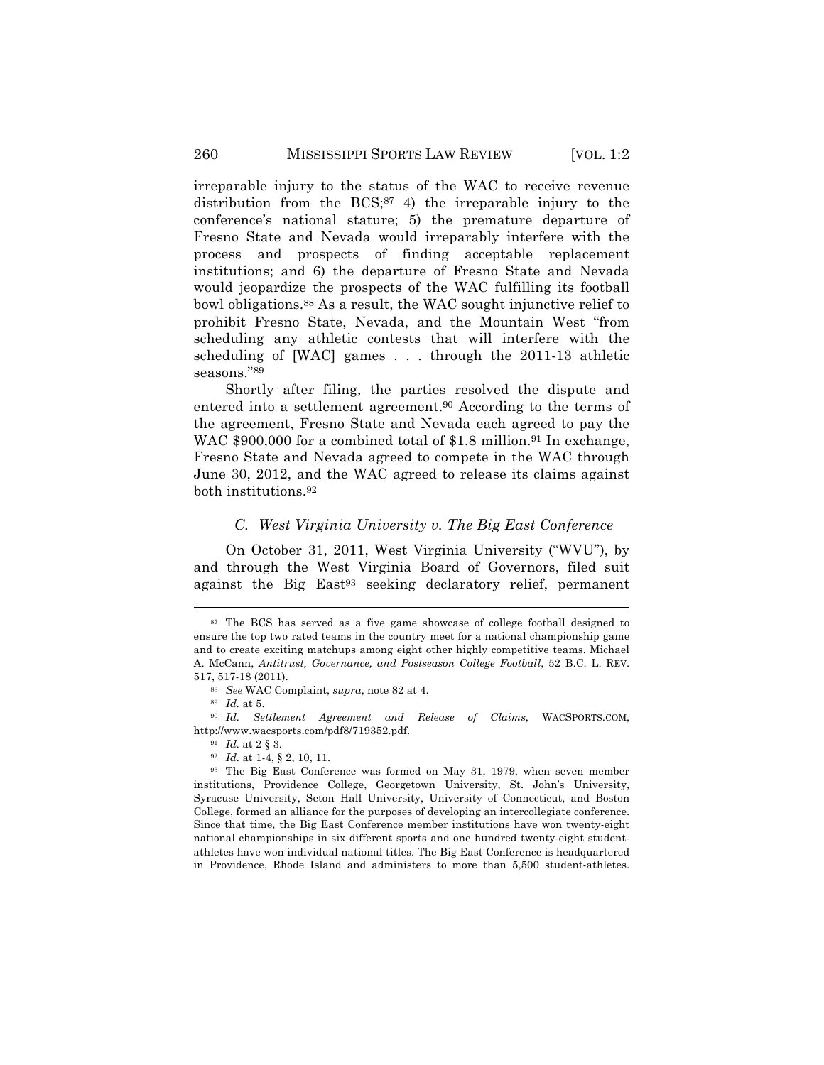irreparable injury to the status of the WAC to receive revenue distribution from the BCS;[87] 4) the irreparable injury to the conference's national stature; 5) the premature departure of Fresno State and Nevada would irreparably interfere with the process and prospects of finding acceptable replacement institutions; and 6) the departure of Fresno State and Nevada would jeopardize the prospects of the WAC fulfilling its football bowl obligations.[88] As a result, the WAC sought injunctive relief to prohibit Fresno State, Nevada, and the Mountain West "from scheduling any athletic contests that will interfere with the scheduling of [WAC] games . . . through the 2011-13 athletic seasons."[89]

Shortly after filing, the parties resolved the dispute and entered into a settlement agreement.[90] According to the terms of the agreement, Fresno State and Nevada each agreed to pay the WAC $900,000 for a combined total of $1.8 million.[91] In exchange, Fresno State and Nevada agreed to compete in the WAC through June 30, 2012, and the WAC agreed to release its claims against both institutions.[92]

### *C. West Virginia University v. The Big East Conference*

On October 31, 2011, West Virginia University ("WVU"), by and through the West Virginia Board of Governors, filed suit against the Big East[93] seeking declaratory relief, permanent

---

[87] The BCS has served as a five game showcase of college football designed to ensure the top two rated teams in the country meet for a national championship game and to create exciting matchups among eight other highly competitive teams. Michael A. McCann, *Antitrust, Governance, and Postseason College Football*, 52 B.C. L. REV. 517, 517-18 (2011).

[88] *See* WAC Complaint, *supra*, note 82 at 4.

[89] *Id.* at 5.

[90] *Id. Settlement Agreement and Release of Claims*, WACSPORTS.COM, http://www.wacsports.com/pdf8/719352.pdf.

[91] *Id.* at 2 § 3.

[92] *Id.* at 1-4, § 2, 10, 11.

[93] The Big East Conference was formed on May 31, 1979, when seven member institutions, Providence College, Georgetown University, St. John's University, Syracuse University, Seton Hall University, University of Connecticut, and Boston College, formed an alliance for the purposes of developing an intercollegiate conference. Since that time, the Big East Conference member institutions have won twenty-eight national championships in six different sports and one hundred twenty-eight student-athletes have won individual national titles. The Big East Conference is headquartered in Providence, Rhode Island and administers to more than 5,500 student-athletes.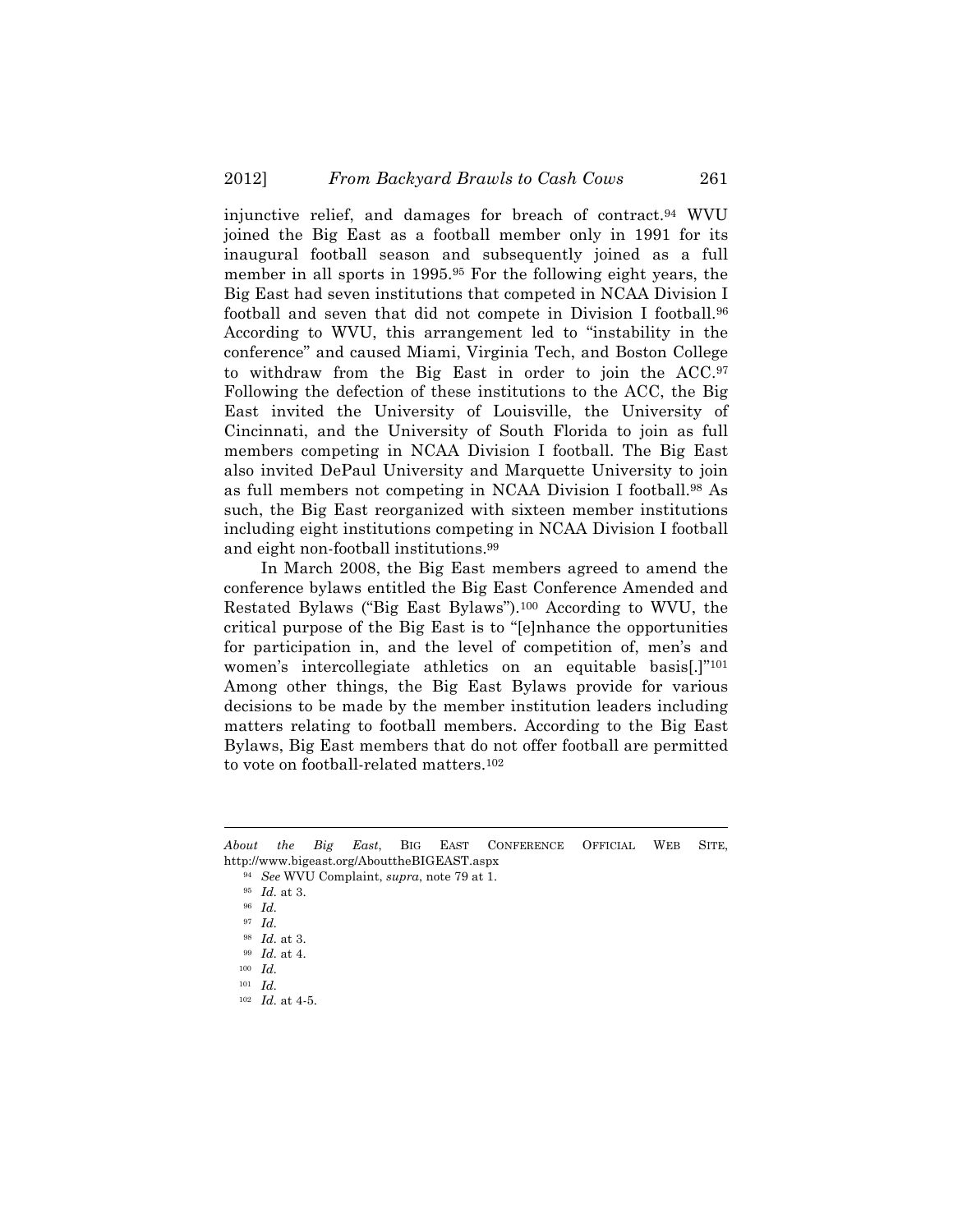injunctive relief, and damages for breach of contract.[94] WVU joined the Big East as a football member only in 1991 for its inaugural football season and subsequently joined as a full member in all sports in 1995.[95] For the following eight years, the Big East had seven institutions that competed in NCAA Division I football and seven that did not compete in Division I football.[96] According to WVU, this arrangement led to "instability in the conference" and caused Miami, Virginia Tech, and Boston College to withdraw from the Big East in order to join the ACC.[97] Following the defection of these institutions to the ACC, the Big East invited the University of Louisville, the University of Cincinnati, and the University of South Florida to join as full members competing in NCAA Division I football. The Big East also invited DePaul University and Marquette University to join as full members not competing in NCAA Division I football.[98] As such, the Big East reorganized with sixteen member institutions including eight institutions competing in NCAA Division I football and eight non-football institutions.[99]

In March 2008, the Big East members agreed to amend the conference bylaws entitled the Big East Conference Amended and Restated Bylaws ("Big East Bylaws").[100] According to WVU, the critical purpose of the Big East is to "[e]nhance the opportunities for participation in, and the level of competition of, men's and women's intercollegiate athletics on an equitable basis[.]"[101] Among other things, the Big East Bylaws provide for various decisions to be made by the member institution leaders including matters relating to football members. According to the Big East Bylaws, Big East members that do not offer football are permitted to vote on football-related matters.[102]

---

*About the Big East*, BIG EAST CONFERENCE OFFICIAL WEB SITE, http://www.bigeast.org/AbouttheBIGEAST.aspx

[94] *See* WVU Complaint, *supra*, note 79 at 1.

[95] *Id.* at 3.

[96] *Id.*

[97] *Id.*

[98] *Id.* at 3.

[99] *Id.* at 4.

[100] *Id.*

[101] *Id.*

[102] *Id.* at 4-5.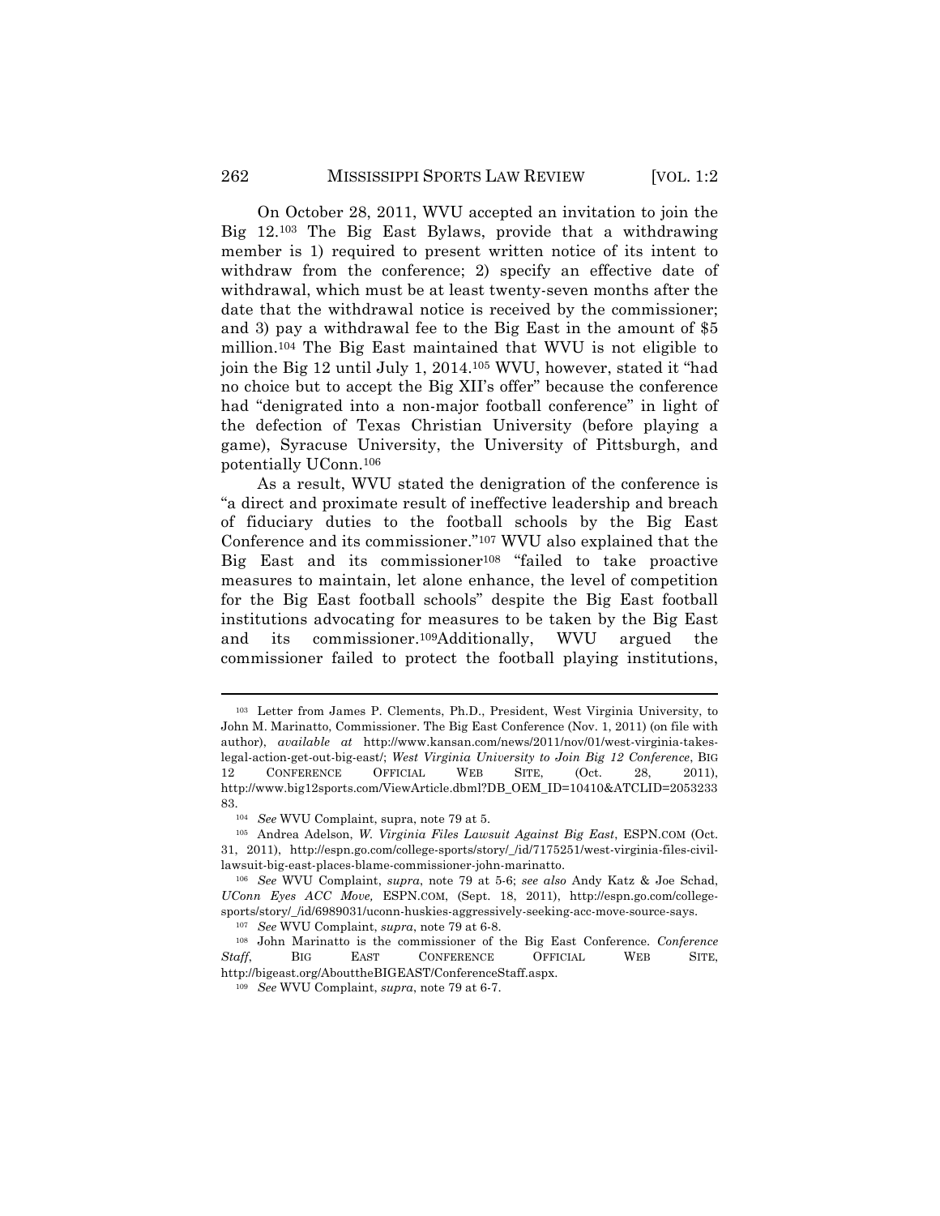On October 28, 2011, WVU accepted an invitation to join the Big 12.[103] The Big East Bylaws, provide that a withdrawing member is 1) required to present written notice of its intent to withdraw from the conference; 2) specify an effective date of withdrawal, which must be at least twenty-seven months after the date that the withdrawal notice is received by the commissioner; and 3) pay a withdrawal fee to the Big East in the amount of $5 million.[104] The Big East maintained that WVU is not eligible to join the Big 12 until July 1, 2014.[105] WVU, however, stated it "had no choice but to accept the Big XII's offer" because the conference had "denigrated into a non-major football conference" in light of the defection of Texas Christian University (before playing a game), Syracuse University, the University of Pittsburgh, and potentially UConn.[106]

As a result, WVU stated the denigration of the conference is "a direct and proximate result of ineffective leadership and breach of fiduciary duties to the football schools by the Big East Conference and its commissioner."[107] WVU also explained that the Big East and its commissioner[108] "failed to take proactive measures to maintain, let alone enhance, the level of competition for the Big East football schools" despite the Big East football institutions advocating for measures to be taken by the Big East and its commissioner.[109]Additionally, WVU argued the commissioner failed to protect the football playing institutions,

---

[103] Letter from James P. Clements, Ph.D., President, West Virginia University, to John M. Marinatto, Commissioner. The Big East Conference (Nov. 1, 2011) (on file with author), *available at* http://www.kansan.com/news/2011/nov/01/west-virginia-takes-legal-action-get-out-big-east/; *West Virginia University to Join Big 12 Conference*, BIG 12 CONFERENCE OFFICIAL WEB SITE, (Oct. 28, 2011), http://www.big12sports.com/ViewArticle.dbml?DB_OEM_ID=10410&ATCLID=205323383.

[104] *See* WVU Complaint, supra, note 79 at 5.

[105] Andrea Adelson, *W. Virginia Files Lawsuit Against Big East*, ESPN.COM (Oct. 31, 2011), http://espn.go.com/college-sports/story/_/id/7175251/west-virginia-files-civil-lawsuit-big-east-places-blame-commissioner-john-marinatto.

[106] *See* WVU Complaint, *supra*, note 79 at 5-6; *see also* Andy Katz & Joe Schad, *UConn Eyes ACC Move,* ESPN.COM, (Sept. 18, 2011), http://espn.go.com/college-sports/story/_/id/6989031/uconn-huskies-aggressively-seeking-acc-move-source-says.

[107] *See* WVU Complaint, *supra*, note 79 at 6-8.

[108] John Marinatto is the commissioner of the Big East Conference. *Conference Staff*, BIG EAST CONFERENCE OFFICIAL WEB SITE, http://bigeast.org/AbouttheBIGEAST/ConferenceStaff.aspx.

[109] *See* WVU Complaint, *supra*, note 79 at 6-7.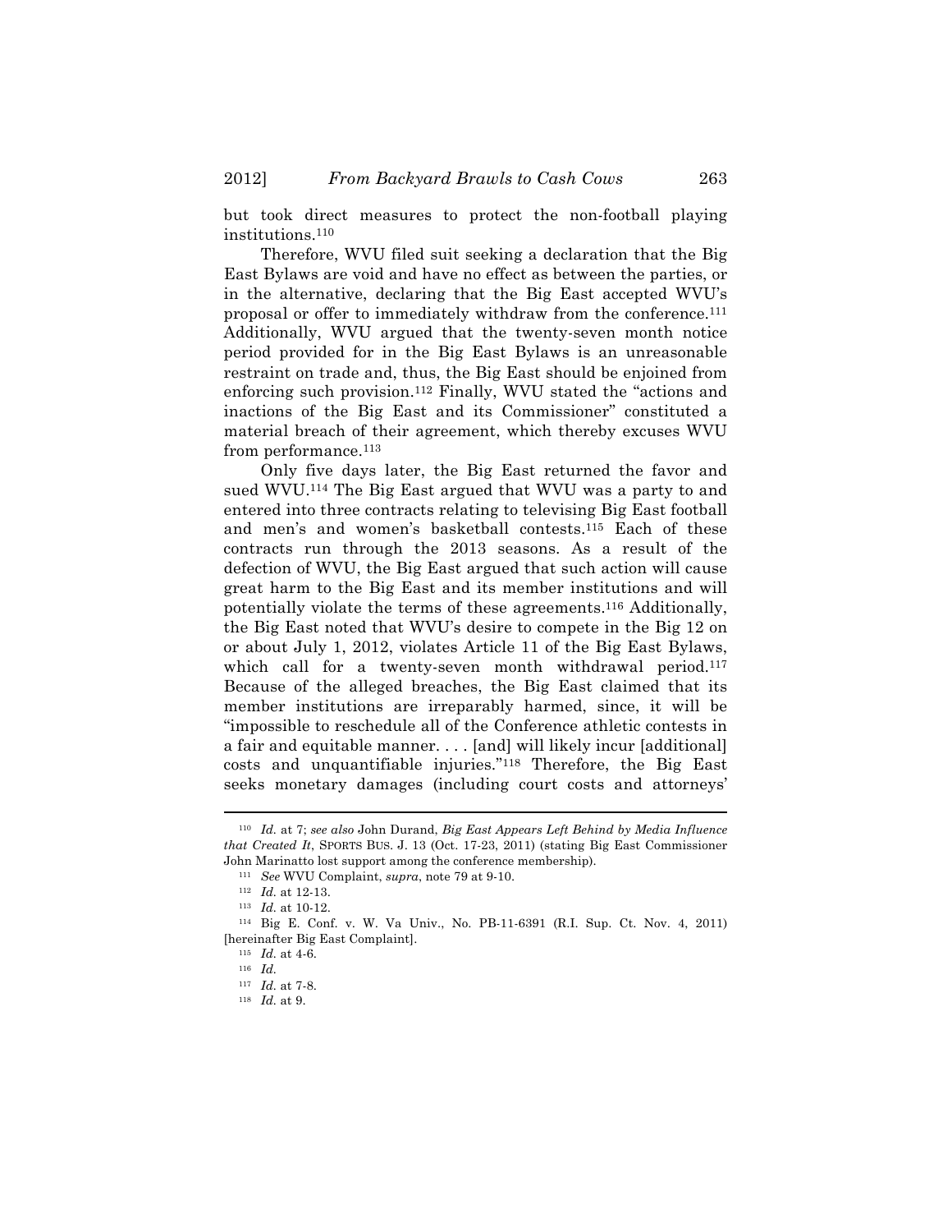but took direct measures to protect the non-football playing institutions.[110]

Therefore, WVU filed suit seeking a declaration that the Big East Bylaws are void and have no effect as between the parties, or in the alternative, declaring that the Big East accepted WVU's proposal or offer to immediately withdraw from the conference.[111] Additionally, WVU argued that the twenty-seven month notice period provided for in the Big East Bylaws is an unreasonable restraint on trade and, thus, the Big East should be enjoined from enforcing such provision.[112] Finally, WVU stated the "actions and inactions of the Big East and its Commissioner" constituted a material breach of their agreement, which thereby excuses WVU from performance.[113]

Only five days later, the Big East returned the favor and sued WVU.[114] The Big East argued that WVU was a party to and entered into three contracts relating to televising Big East football and men's and women's basketball contests.[115] Each of these contracts run through the 2013 seasons. As a result of the defection of WVU, the Big East argued that such action will cause great harm to the Big East and its member institutions and will potentially violate the terms of these agreements.[116] Additionally, the Big East noted that WVU's desire to compete in the Big 12 on or about July 1, 2012, violates Article 11 of the Big East Bylaws, which call for a twenty-seven month withdrawal period.[117] Because of the alleged breaches, the Big East claimed that its member institutions are irreparably harmed, since, it will be "impossible to reschedule all of the Conference athletic contests in a fair and equitable manner. . . . [and] will likely incur [additional] costs and unquantifiable injuries."[118] Therefore, the Big East seeks monetary damages (including court costs and attorneys'

---

[110] *Id.* at 7; *see also* John Durand, *Big East Appears Left Behind by Media Influence that Created It*, SPORTS BUS. J. 13 (Oct. 17-23, 2011) (stating Big East Commissioner John Marinatto lost support among the conference membership).

[111] *See* WVU Complaint, *supra*, note 79 at 9-10.

[112] *Id.* at 12-13.

[113] *Id.* at 10-12.

[114] Big E. Conf. v. W. Va Univ., No. PB-11-6391 (R.I. Sup. Ct. Nov. 4, 2011) [hereinafter Big East Complaint].

[115] *Id.* at 4-6.

[116] *Id.*

[117] *Id.* at 7-8.

[118] *Id.* at 9.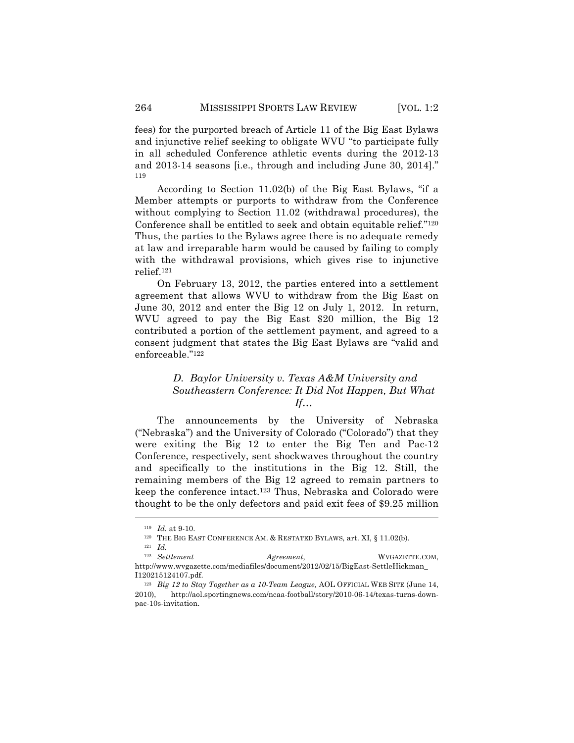fees) for the purported breach of Article 11 of the Big East Bylaws and injunctive relief seeking to obligate WVU "to participate fully in all scheduled Conference athletic events during the 2012-13 and 2013-14 seasons [i.e., through and including June 30, 2014]."[119]

According to Section 11.02(b) of the Big East Bylaws, "if a Member attempts or purports to withdraw from the Conference without complying to Section 11.02 (withdrawal procedures), the Conference shall be entitled to seek and obtain equitable relief."[120] Thus, the parties to the Bylaws agree there is no adequate remedy at law and irreparable harm would be caused by failing to comply with the withdrawal provisions, which gives rise to injunctive relief.[121]

On February 13, 2012, the parties entered into a settlement agreement that allows WVU to withdraw from the Big East on June 30, 2012 and enter the Big 12 on July 1, 2012. In return, WVU agreed to pay the Big East $20 million, the Big 12 contributed a portion of the settlement payment, and agreed to a consent judgment that states the Big East Bylaws are "valid and enforceable."[122]

### *D. Baylor University v. Texas A&M University and Southeastern Conference: It Did Not Happen, But What If…*

The announcements by the University of Nebraska ("Nebraska") and the University of Colorado ("Colorado") that they were exiting the Big 12 to enter the Big Ten and Pac-12 Conference, respectively, sent shockwaves throughout the country and specifically to the institutions in the Big 12. Still, the remaining members of the Big 12 agreed to remain partners to keep the conference intact.[123] Thus, Nebraska and Colorado were thought to be the only defectors and paid exit fees of $9.25 million

---

[119] *Id.* at 9-10.

[120] THE BIG EAST CONFERENCE AM. & RESTATED BYLAWS, art. XI, § 11.02(b).

[121] *Id.*

[122] *Settlement Agreement*, WVGAZETTE.COM, http://www.wvgazette.com/mediafiles/document/2012/02/15/BigEast-SettleHickman_I120215124107.pdf.

[123] *Big 12 to Stay Together as a 10-Team League,* AOL OFFICIAL WEB SITE (June 14, 2010), http://aol.sportingnews.com/ncaa-football/story/2010-06-14/texas-turns-down-pac-10s-invitation.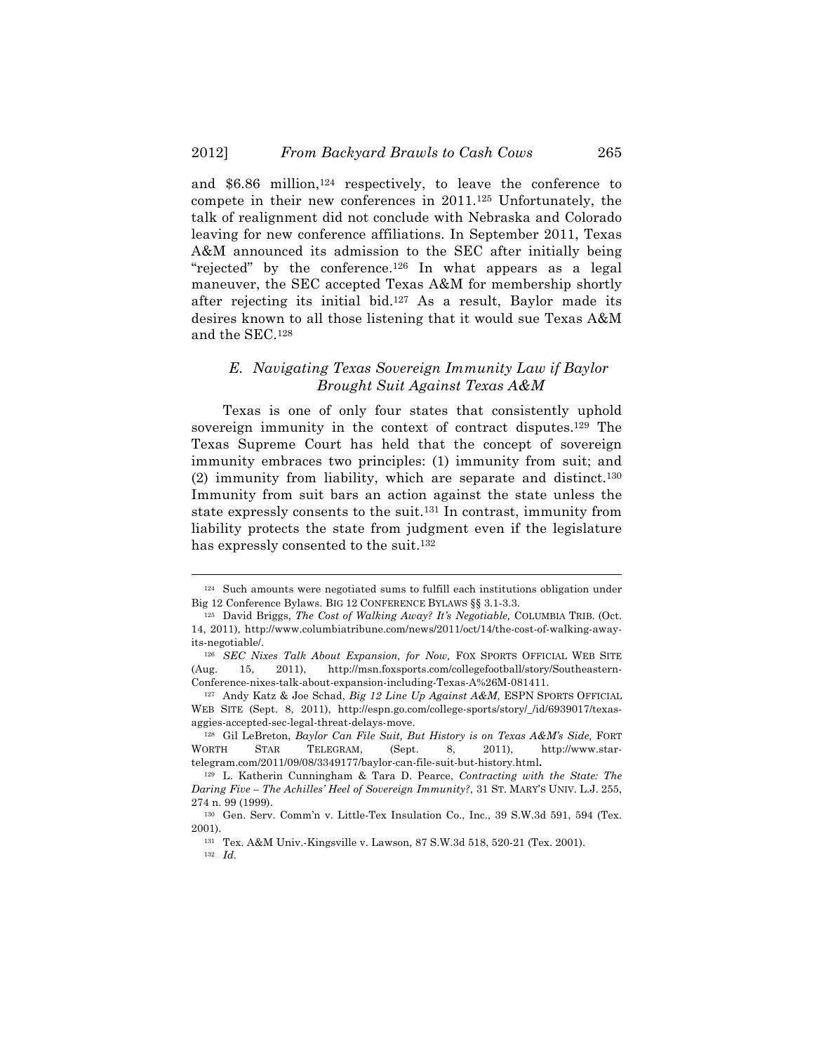and $6.86 million,[124] respectively, to leave the conference to compete in their new conferences in 2011.[125] Unfortunately, the talk of realignment did not conclude with Nebraska and Colorado leaving for new conference affiliations. In September 2011, Texas A&M announced its admission to the SEC after initially being "rejected" by the conference.[126] In what appears as a legal maneuver, the SEC accepted Texas A&M for membership shortly after rejecting its initial bid.[127] As a result, Baylor made its desires known to all those listening that it would sue Texas A&M and the SEC.[128]

### *E. Navigating Texas Sovereign Immunity Law if Baylor Brought Suit Against Texas A&M*

Texas is one of only four states that consistently uphold sovereign immunity in the context of contract disputes.[129] The Texas Supreme Court has held that the concept of sovereign immunity embraces two principles: (1) immunity from suit; and (2) immunity from liability, which are separate and distinct.[130] Immunity from suit bars an action against the state unless the state expressly consents to the suit.[131] In contrast, immunity from liability protects the state from judgment even if the legislature has expressly consented to the suit.[132]

---

[124] Such amounts were negotiated sums to fulfill each institutions obligation under Big 12 Conference Bylaws. BIG 12 CONFERENCE BYLAWS §§ 3.1-3.3.

[125] David Briggs, *The Cost of Walking Away? It's Negotiable,* COLUMBIA TRIB. (Oct. 14, 2011), http://www.columbiatribune.com/news/2011/oct/14/the-cost-of-walking-away-its-negotiable/.

[126] *SEC Nixes Talk About Expansion, for Now,* FOX SPORTS OFFICIAL WEB SITE (Aug. 15, 2011), http://msn.foxsports.com/collegefootball/story/Southeastern-Conference-nixes-talk-about-expansion-including-Texas-A%26M-081411.

[127] Andy Katz & Joe Schad, *Big 12 Line Up Against A&M*, ESPN SPORTS OFFICIAL WEB SITE (Sept. 8, 2011), http://espn.go.com/college-sports/story/_/id/6939017/texas-aggies-accepted-sec-legal-threat-delays-move.

[128] Gil LeBreton, *Baylor Can File Suit, But History is on Texas A&M's Side,* FORT WORTH STAR TELEGRAM, (Sept. 8, 2011), http://www.star-telegram.com/2011/09/08/3349177/baylor-can-file-suit-but-history.html.

[129] L. Katherin Cunningham & Tara D. Pearce, *Contracting with the State: The Daring Five – The Achilles' Heel of Sovereign Immunity?*, 31 ST. MARY'S UNIV. L.J. 255, 274 n. 99 (1999).

[130] Gen. Serv. Comm'n v. Little-Tex Insulation Co., Inc., 39 S.W.3d 591, 594 (Tex. 2001).

[131] Tex. A&M Univ.-Kingsville v. Lawson, 87 S.W.3d 518, 520-21 (Tex. 2001).

[132] *Id.*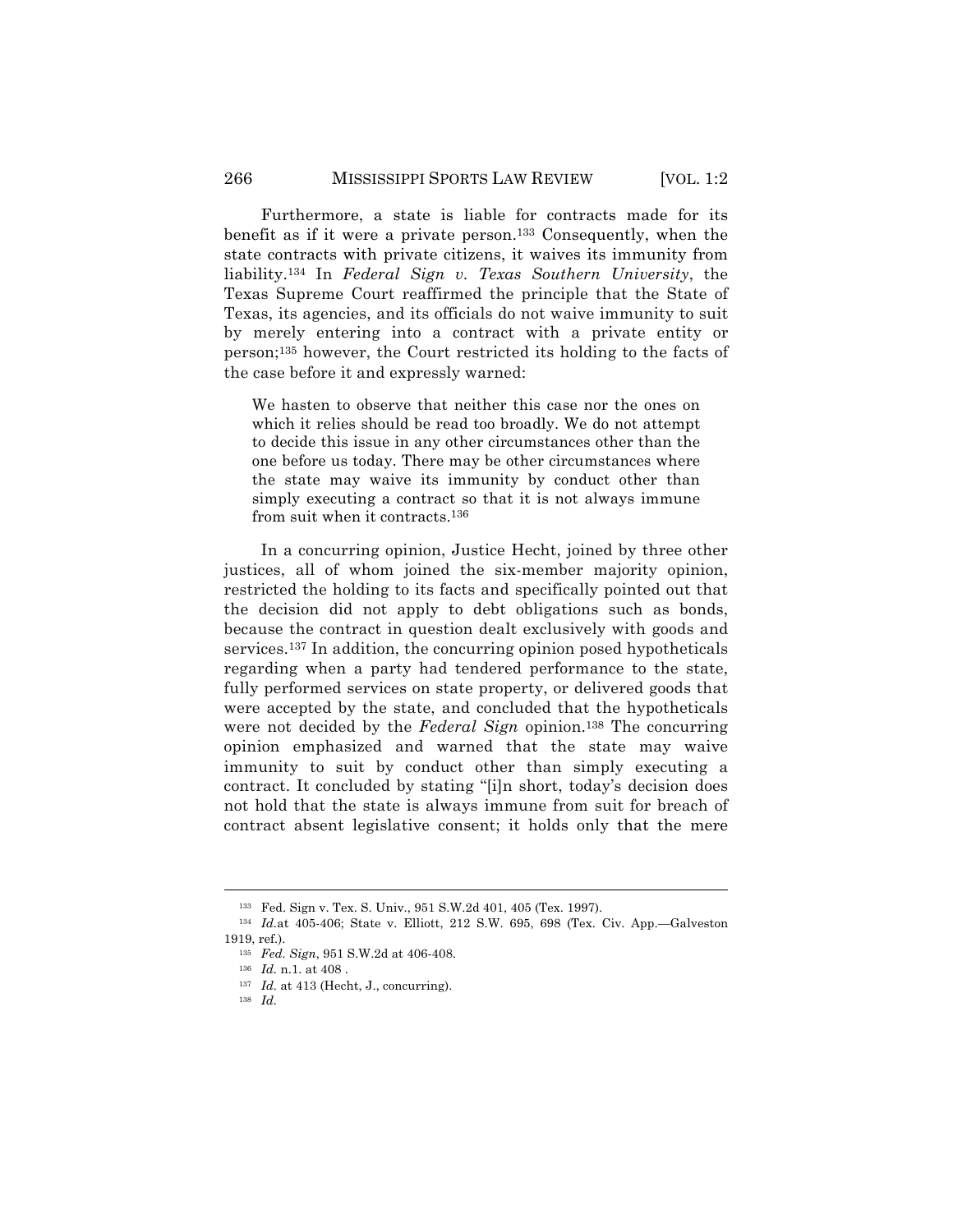Furthermore, a state is liable for contracts made for its benefit as if it were a private person.[133] Consequently, when the state contracts with private citizens, it waives its immunity from liability.[134] In *Federal Sign v. Texas Southern University*, the Texas Supreme Court reaffirmed the principle that the State of Texas, its agencies, and its officials do not waive immunity to suit by merely entering into a contract with a private entity or person;[135] however, the Court restricted its holding to the facts of the case before it and expressly warned:

> We hasten to observe that neither this case nor the ones on which it relies should be read too broadly. We do not attempt to decide this issue in any other circumstances other than the one before us today. There may be other circumstances where the state may waive its immunity by conduct other than simply executing a contract so that it is not always immune from suit when it contracts.[136]

In a concurring opinion, Justice Hecht, joined by three other justices, all of whom joined the six-member majority opinion, restricted the holding to its facts and specifically pointed out that the decision did not apply to debt obligations such as bonds, because the contract in question dealt exclusively with goods and services.[137] In addition, the concurring opinion posed hypotheticals regarding when a party had tendered performance to the state, fully performed services on state property, or delivered goods that were accepted by the state, and concluded that the hypotheticals were not decided by the *Federal Sign* opinion.[138] The concurring opinion emphasized and warned that the state may waive immunity to suit by conduct other than simply executing a contract. It concluded by stating "[i]n short, today's decision does not hold that the state is always immune from suit for breach of contract absent legislative consent; it holds only that the mere

---

[133] Fed. Sign v. Tex. S. Univ., 951 S.W.2d 401, 405 (Tex. 1997).

[134] *Id.*at 405-406; State v. Elliott, 212 S.W. 695, 698 (Tex. Civ. App.—Galveston 1919, ref.).

[135] *Fed. Sign*, 951 S.W.2d at 406-408.

[136] *Id.* n.1. at 408 .

[137] *Id.* at 413 (Hecht, J., concurring).

[138] *Id.*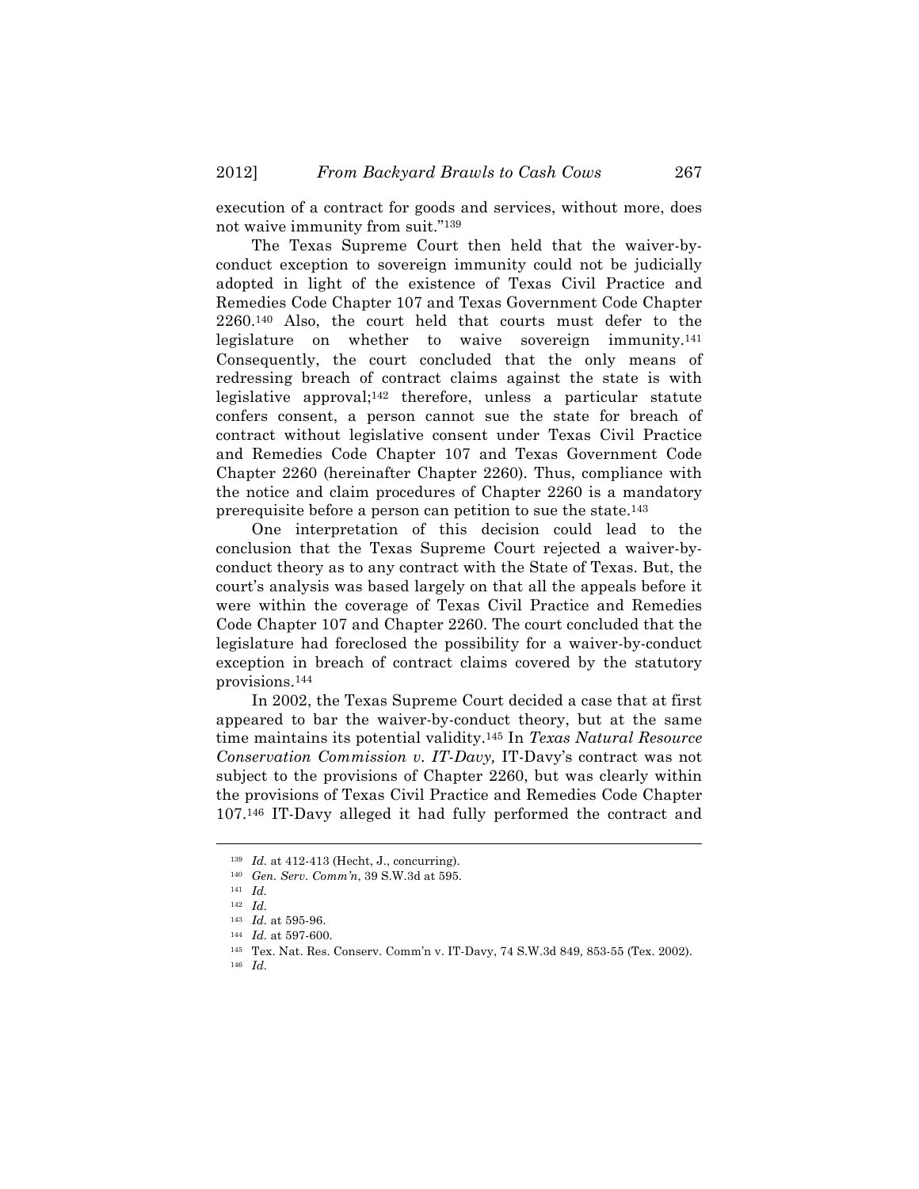execution of a contract for goods and services, without more, does not waive immunity from suit."[139]

The Texas Supreme Court then held that the waiver-by-conduct exception to sovereign immunity could not be judicially adopted in light of the existence of Texas Civil Practice and Remedies Code Chapter 107 and Texas Government Code Chapter 2260.[140] Also, the court held that courts must defer to the legislature on whether to waive sovereign immunity.[141] Consequently, the court concluded that the only means of redressing breach of contract claims against the state is with legislative approval;[142] therefore, unless a particular statute confers consent, a person cannot sue the state for breach of contract without legislative consent under Texas Civil Practice and Remedies Code Chapter 107 and Texas Government Code Chapter 2260 (hereinafter Chapter 2260). Thus, compliance with the notice and claim procedures of Chapter 2260 is a mandatory prerequisite before a person can petition to sue the state.[143]

One interpretation of this decision could lead to the conclusion that the Texas Supreme Court rejected a waiver-by-conduct theory as to any contract with the State of Texas. But, the court's analysis was based largely on that all the appeals before it were within the coverage of Texas Civil Practice and Remedies Code Chapter 107 and Chapter 2260. The court concluded that the legislature had foreclosed the possibility for a waiver-by-conduct exception in breach of contract claims covered by the statutory provisions.[144]

In 2002, the Texas Supreme Court decided a case that at first appeared to bar the waiver-by-conduct theory, but at the same time maintains its potential validity.[145] In *Texas Natural Resource Conservation Commission v. IT-Davy,* IT-Davy's contract was not subject to the provisions of Chapter 2260, but was clearly within the provisions of Texas Civil Practice and Remedies Code Chapter 107.[146] IT-Davy alleged it had fully performed the contract and

---

[139] *Id.* at 412-413 (Hecht, J., concurring).

[140] *Gen. Serv. Comm'n*, 39 S.W.3d at 595.

[141] *Id.*

[142] *Id.*

[143] *Id.* at 595-96.

[144] *Id.* at 597-600.

[145] Tex. Nat. Res. Conserv. Comm'n v. IT-Davy, 74 S.W.3d 849, 853-55 (Tex. 2002).

[146] *Id.*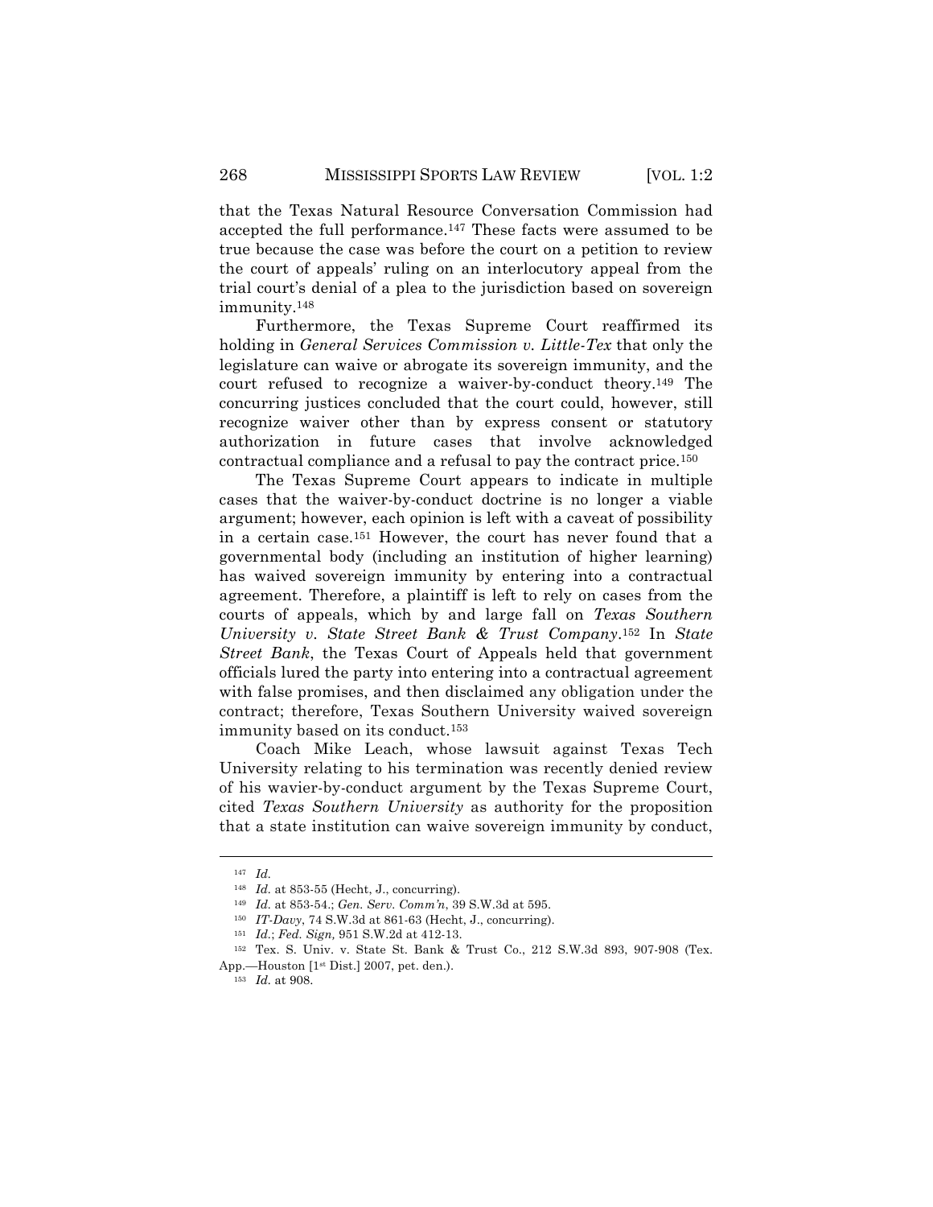that the Texas Natural Resource Conversation Commission had accepted the full performance.[147] These facts were assumed to be true because the case was before the court on a petition to review the court of appeals' ruling on an interlocutory appeal from the trial court's denial of a plea to the jurisdiction based on sovereign immunity.[148]

Furthermore, the Texas Supreme Court reaffirmed its holding in *General Services Commission v. Little-Tex* that only the legislature can waive or abrogate its sovereign immunity, and the court refused to recognize a waiver-by-conduct theory.[149] The concurring justices concluded that the court could, however, still recognize waiver other than by express consent or statutory authorization in future cases that involve acknowledged contractual compliance and a refusal to pay the contract price.[150]

The Texas Supreme Court appears to indicate in multiple cases that the waiver-by-conduct doctrine is no longer a viable argument; however, each opinion is left with a caveat of possibility in a certain case.[151] However, the court has never found that a governmental body (including an institution of higher learning) has waived sovereign immunity by entering into a contractual agreement. Therefore, a plaintiff is left to rely on cases from the courts of appeals, which by and large fall on *Texas Southern University v. State Street Bank & Trust Company*.[152] In *State Street Bank*, the Texas Court of Appeals held that government officials lured the party into entering into a contractual agreement with false promises, and then disclaimed any obligation under the contract; therefore, Texas Southern University waived sovereign immunity based on its conduct.[153]

Coach Mike Leach, whose lawsuit against Texas Tech University relating to his termination was recently denied review of his wavier-by-conduct argument by the Texas Supreme Court, cited *Texas Southern University* as authority for the proposition that a state institution can waive sovereign immunity by conduct,

---

[147] *Id.*

[148] *Id.* at 853-55 (Hecht, J., concurring).

[149] *Id.* at 853-54.; *Gen. Serv. Comm'n*, 39 S.W.3d at 595.

[150] *IT-Davy*, 74 S.W.3d at 861-63 (Hecht, J., concurring).

[151] *Id.*; *Fed. Sign,* 951 S.W.2d at 412-13.

[152] Tex. S. Univ. v. State St. Bank & Trust Co., 212 S.W.3d 893, 907-908 (Tex. App.—Houston [1st Dist.] 2007, pet. den.).

[153] *Id.* at 908.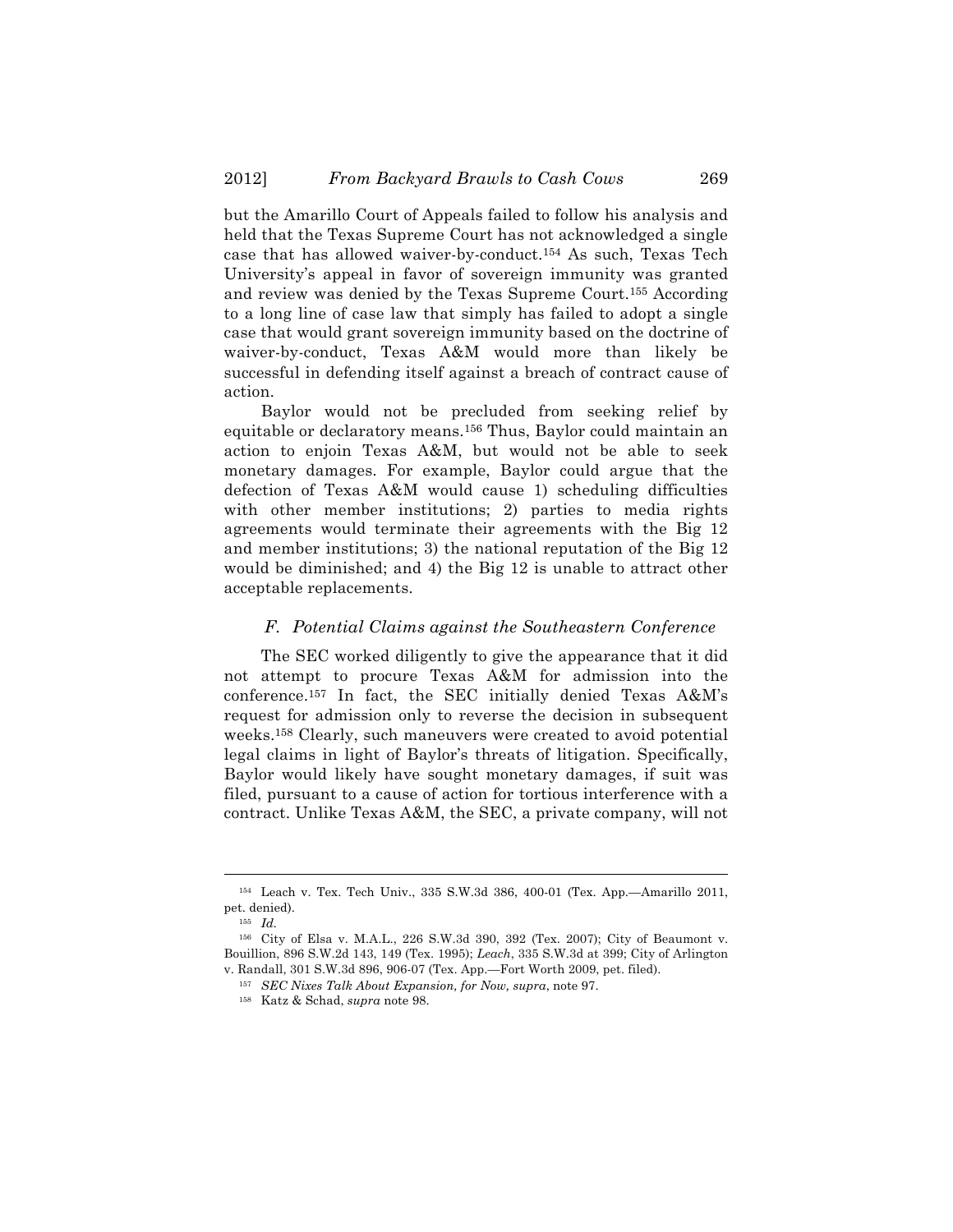but the Amarillo Court of Appeals failed to follow his analysis and held that the Texas Supreme Court has not acknowledged a single case that has allowed waiver-by-conduct.[154] As such, Texas Tech University's appeal in favor of sovereign immunity was granted and review was denied by the Texas Supreme Court.[155] According to a long line of case law that simply has failed to adopt a single case that would grant sovereign immunity based on the doctrine of waiver-by-conduct, Texas A&M would more than likely be successful in defending itself against a breach of contract cause of action.

Baylor would not be precluded from seeking relief by equitable or declaratory means.[156] Thus, Baylor could maintain an action to enjoin Texas A&M, but would not be able to seek monetary damages. For example, Baylor could argue that the defection of Texas A&M would cause 1) scheduling difficulties with other member institutions; 2) parties to media rights agreements would terminate their agreements with the Big 12 and member institutions; 3) the national reputation of the Big 12 would be diminished; and 4) the Big 12 is unable to attract other acceptable replacements.

### *F. Potential Claims against the Southeastern Conference*

The SEC worked diligently to give the appearance that it did not attempt to procure Texas A&M for admission into the conference.[157] In fact, the SEC initially denied Texas A&M's request for admission only to reverse the decision in subsequent weeks.[158] Clearly, such maneuvers were created to avoid potential legal claims in light of Baylor's threats of litigation. Specifically, Baylor would likely have sought monetary damages, if suit was filed, pursuant to a cause of action for tortious interference with a contract. Unlike Texas A&M, the SEC, a private company, will not

---

[154] Leach v. Tex. Tech Univ., 335 S.W.3d 386, 400-01 (Tex. App.—Amarillo 2011, pet. denied).

[155] *Id.*

[156] City of Elsa v. M.A.L., 226 S.W.3d 390, 392 (Tex. 2007); City of Beaumont v. Bouillion, 896 S.W.2d 143, 149 (Tex. 1995); *Leach*, 335 S.W.3d at 399; City of Arlington v. Randall, 301 S.W.3d 896, 906-07 (Tex. App.—Fort Worth 2009, pet. filed).

[157] *SEC Nixes Talk About Expansion, for Now*, *supra*, note 97.

[158] Katz & Schad, *supra* note 98.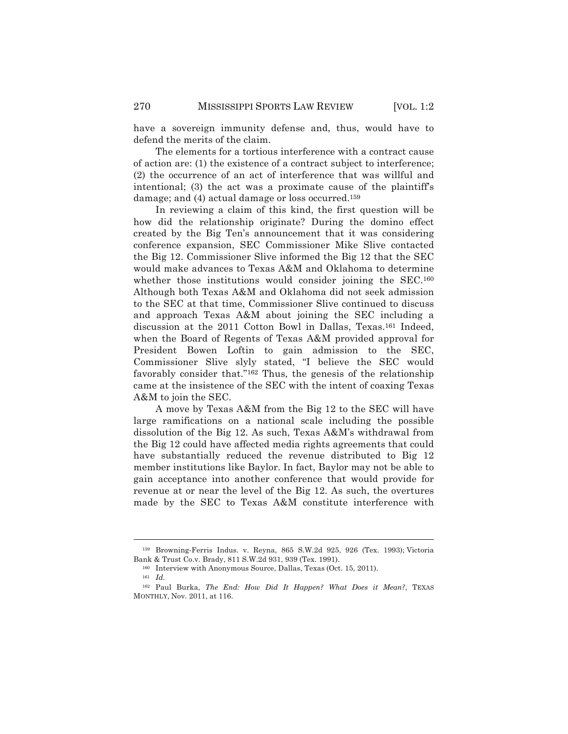have a sovereign immunity defense and, thus, would have to defend the merits of the claim.

The elements for a tortious interference with a contract cause of action are: (1) the existence of a contract subject to interference; (2) the occurrence of an act of interference that was willful and intentional; (3) the act was a proximate cause of the plaintiff's damage; and (4) actual damage or loss occurred.[159]

In reviewing a claim of this kind, the first question will be how did the relationship originate? During the domino effect created by the Big Ten's announcement that it was considering conference expansion, SEC Commissioner Mike Slive contacted the Big 12. Commissioner Slive informed the Big 12 that the SEC would make advances to Texas A&M and Oklahoma to determine whether those institutions would consider joining the SEC.[160] Although both Texas A&M and Oklahoma did not seek admission to the SEC at that time, Commissioner Slive continued to discuss and approach Texas A&M about joining the SEC including a discussion at the 2011 Cotton Bowl in Dallas, Texas.[161] Indeed, when the Board of Regents of Texas A&M provided approval for President Bowen Loftin to gain admission to the SEC, Commissioner Slive slyly stated, "I believe the SEC would favorably consider that."[162] Thus, the genesis of the relationship came at the insistence of the SEC with the intent of coaxing Texas A&M to join the SEC.

A move by Texas A&M from the Big 12 to the SEC will have large ramifications on a national scale including the possible dissolution of the Big 12. As such, Texas A&M's withdrawal from the Big 12 could have affected media rights agreements that could have substantially reduced the revenue distributed to Big 12 member institutions like Baylor. In fact, Baylor may not be able to gain acceptance into another conference that would provide for revenue at or near the level of the Big 12. As such, the overtures made by the SEC to Texas A&M constitute interference with

---

[159] Browning-Ferris Indus. v. Reyna, 865 S.W.2d 925, 926 (Tex. 1993); Victoria Bank & Trust Co.v. Brady, 811 S.W.2d 931, 939 (Tex. 1991).

[160] Interview with Anonymous Source, Dallas, Texas (Oct. 15, 2011).

[161] *Id.*

[162] Paul Burka, *The End: How Did It Happen? What Does it Mean?*, TEXAS MONTHLY, Nov. 2011, at 116.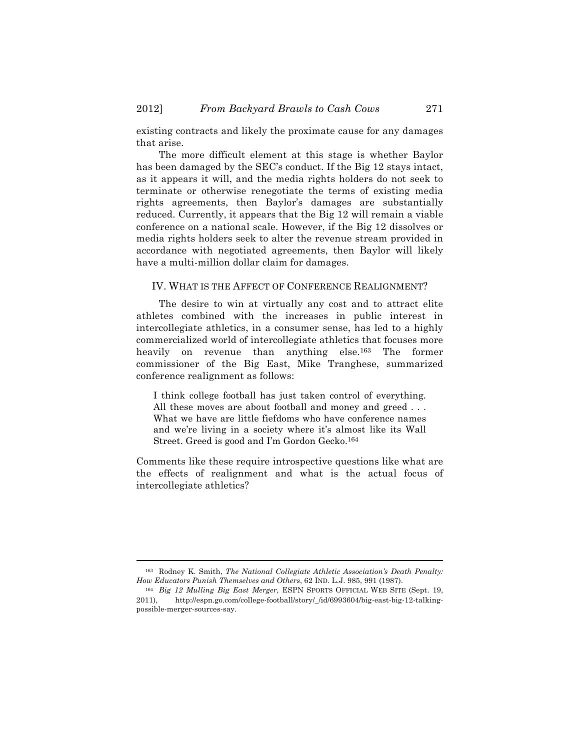existing contracts and likely the proximate cause for any damages that arise.

The more difficult element at this stage is whether Baylor has been damaged by the SEC's conduct. If the Big 12 stays intact, as it appears it will, and the media rights holders do not seek to terminate or otherwise renegotiate the terms of existing media rights agreements, then Baylor's damages are substantially reduced. Currently, it appears that the Big 12 will remain a viable conference on a national scale. However, if the Big 12 dissolves or media rights holders seek to alter the revenue stream provided in accordance with negotiated agreements, then Baylor will likely have a multi-million dollar claim for damages.

## IV. WHAT IS THE AFFECT OF CONFERENCE REALIGNMENT?

The desire to win at virtually any cost and to attract elite athletes combined with the increases in public interest in intercollegiate athletics, in a consumer sense, has led to a highly commercialized world of intercollegiate athletics that focuses more heavily on revenue than anything else.[163] The former commissioner of the Big East, Mike Tranghese, summarized conference realignment as follows:

> I think college football has just taken control of everything. All these moves are about football and money and greed . . . What we have are little fiefdoms who have conference names and we're living in a society where it's almost like its Wall Street. Greed is good and I'm Gordon Gecko.[164]

Comments like these require introspective questions like what are the effects of realignment and what is the actual focus of intercollegiate athletics?

---

[163] Rodney K. Smith, *The National Collegiate Athletic Association's Death Penalty: How Educators Punish Themselves and Others*, 62 IND. L.J. 985, 991 (1987).

[164] *Big 12 Mulling Big East Merger*, ESPN SPORTS OFFICIAL WEB SITE (Sept. 19, 2011), http://espn.go.com/college-football/story/_/id/6993604/big-east-big-12-talking-possible-merger-sources-say.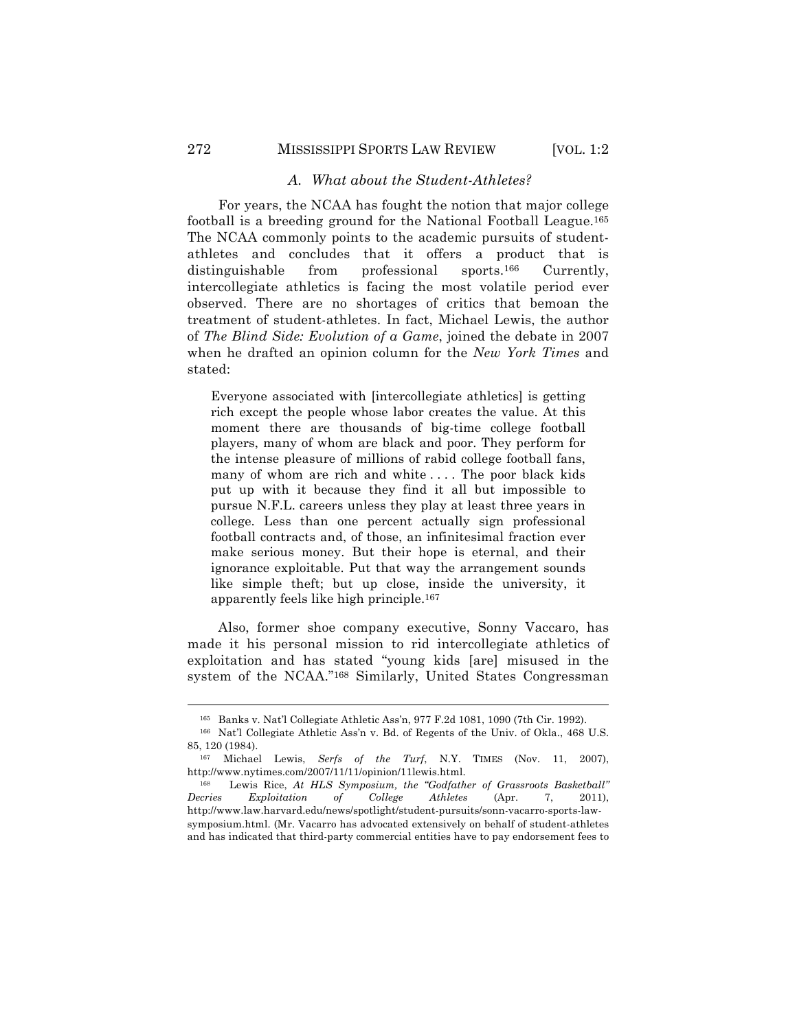### A. What about the Student-Athletes?

For years, the NCAA has fought the notion that major college football is a breeding ground for the National Football League.[165] The NCAA commonly points to the academic pursuits of student-athletes and concludes that it offers a product that is distinguishable from professional sports.[166] Currently, intercollegiate athletics is facing the most volatile period ever observed. There are no shortages of critics that bemoan the treatment of student-athletes. In fact, Michael Lewis, the author of *The Blind Side: Evolution of a Game*, joined the debate in 2007 when he drafted an opinion column for the *New York Times* and stated:

> Everyone associated with [intercollegiate athletics] is getting rich except the people whose labor creates the value. At this moment there are thousands of big-time college football players, many of whom are black and poor. They perform for the intense pleasure of millions of rabid college football fans, many of whom are rich and white . . . . The poor black kids put up with it because they find it all but impossible to pursue N.F.L. careers unless they play at least three years in college. Less than one percent actually sign professional football contracts and, of those, an infinitesimal fraction ever make serious money. But their hope is eternal, and their ignorance exploitable. Put that way the arrangement sounds like simple theft; but up close, inside the university, it apparently feels like high principle.[167]

Also, former shoe company executive, Sonny Vaccaro, has made it his personal mission to rid intercollegiate athletics of exploitation and has stated "young kids [are] misused in the system of the NCAA."[168] Similarly, United States Congressman

---

[165] Banks v. Nat'l Collegiate Athletic Ass'n, 977 F.2d 1081, 1090 (7th Cir. 1992).

[166] Nat'l Collegiate Athletic Ass'n v. Bd. of Regents of the Univ. of Okla., 468 U.S. 85, 120 (1984).

[167] Michael Lewis, *Serfs of the Turf*, N.Y. TIMES (Nov. 11, 2007), http://www.nytimes.com/2007/11/11/opinion/11lewis.html.

[168] Lewis Rice, *At HLS Symposium, the "Godfather of Grassroots Basketball" Decries Exploitation of College Athletes* (Apr. 7, 2011), http://www.law.harvard.edu/news/spotlight/student-pursuits/sonn-vacarro-sports-law-symposium.html. (Mr. Vacarro has advocated extensively on behalf of student-athletes and has indicated that third-party commercial entities have to pay endorsement fees to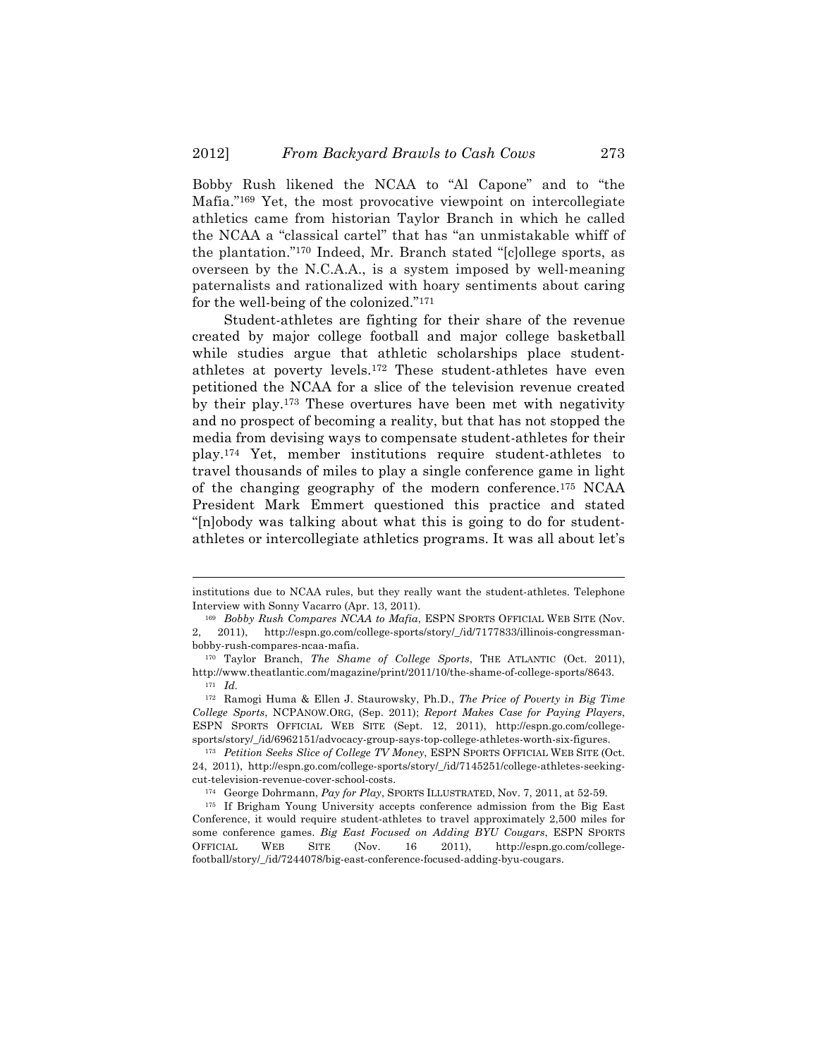Bobby Rush likened the NCAA to "Al Capone" and to "the Mafia."[169] Yet, the most provocative viewpoint on intercollegiate athletics came from historian Taylor Branch in which he called the NCAA a "classical cartel" that has "an unmistakable whiff of the plantation."[170] Indeed, Mr. Branch stated "[c]ollege sports, as overseen by the N.C.A.A., is a system imposed by well-meaning paternalists and rationalized with hoary sentiments about caring for the well-being of the colonized."[171]

Student-athletes are fighting for their share of the revenue created by major college football and major college basketball while studies argue that athletic scholarships place student-athletes at poverty levels.[172] These student-athletes have even petitioned the NCAA for a slice of the television revenue created by their play.[173] These overtures have been met with negativity and no prospect of becoming a reality, but that has not stopped the media from devising ways to compensate student-athletes for their play.[174] Yet, member institutions require student-athletes to travel thousands of miles to play a single conference game in light of the changing geography of the modern conference.[175] NCAA President Mark Emmert questioned this practice and stated "[n]obody was talking about what this is going to do for student-athletes or intercollegiate athletics programs. It was all about let's

---

institutions due to NCAA rules, but they really want the student-athletes. Telephone Interview with Sonny Vacarro (Apr. 13, 2011).

[169] *Bobby Rush Compares NCAA to Mafia*, ESPN SPORTS OFFICIAL WEB SITE (Nov. 2, 2011), http://espn.go.com/college-sports/story/_/id/7177833/illinois-congressman-bobby-rush-compares-ncaa-mafia.

[170] Taylor Branch, *The Shame of College Sports*, THE ATLANTIC (Oct. 2011), http://www.theatlantic.com/magazine/print/2011/10/the-shame-of-college-sports/8643.

[171] *Id.*

[172] Ramogi Huma & Ellen J. Staurowsky, Ph.D., *The Price of Poverty in Big Time College Sports*, NCPANOW.ORG, (Sep. 2011); *Report Makes Case for Paying Players*, ESPN SPORTS OFFICIAL WEB SITE (Sept. 12, 2011), http://espn.go.com/college-sports/story/_/id/6962151/advocacy-group-says-top-college-athletes-worth-six-figures.

[173] *Petition Seeks Slice of College TV Money*, ESPN SPORTS OFFICIAL WEB SITE (Oct. 24, 2011), http://espn.go.com/college-sports/story/_/id/7145251/college-athletes-seeking-cut-television-revenue-cover-school-costs.

[174] George Dohrmann, *Pay for Play*, SPORTS ILLUSTRATED, Nov. 7, 2011, at 52-59.

[175] If Brigham Young University accepts conference admission from the Big East Conference, it would require student-athletes to travel approximately 2,500 miles for some conference games. *Big East Focused on Adding BYU Cougars*, ESPN SPORTS OFFICIAL WEB SITE (Nov. 16 2011), http://espn.go.com/college-football/story/_/id/7244078/big-east-conference-focused-adding-byu-cougars.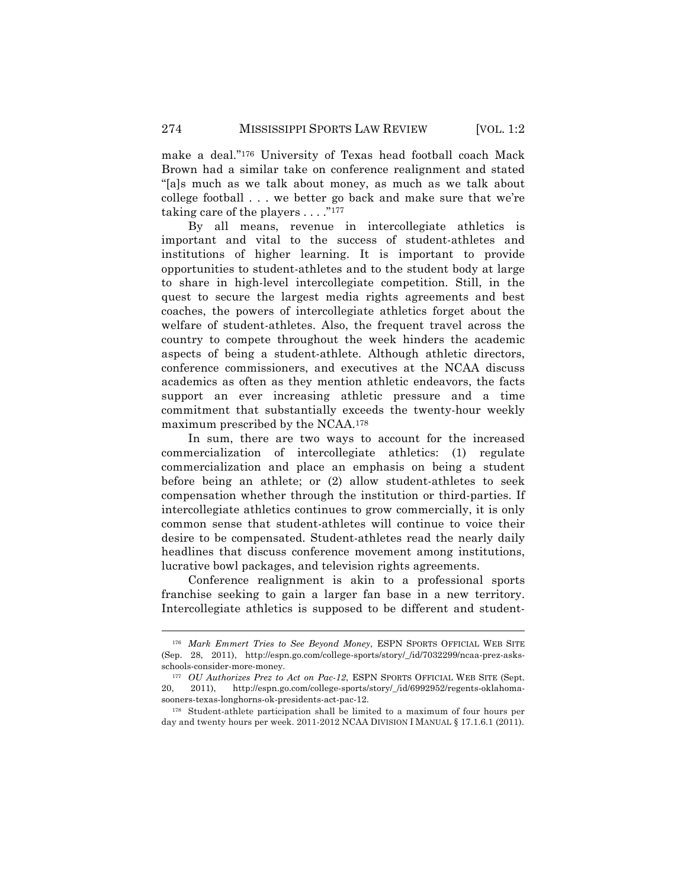make a deal."[176] University of Texas head football coach Mack Brown had a similar take on conference realignment and stated "[a]s much as we talk about money, as much as we talk about college football . . . we better go back and make sure that we're taking care of the players . . . ."[177]

By all means, revenue in intercollegiate athletics is important and vital to the success of student-athletes and institutions of higher learning. It is important to provide opportunities to student-athletes and to the student body at large to share in high-level intercollegiate competition. Still, in the quest to secure the largest media rights agreements and best coaches, the powers of intercollegiate athletics forget about the welfare of student-athletes. Also, the frequent travel across the country to compete throughout the week hinders the academic aspects of being a student-athlete. Although athletic directors, conference commissioners, and executives at the NCAA discuss academics as often as they mention athletic endeavors, the facts support an ever increasing athletic pressure and a time commitment that substantially exceeds the twenty-hour weekly maximum prescribed by the NCAA.[178]

In sum, there are two ways to account for the increased commercialization of intercollegiate athletics: (1) regulate commercialization and place an emphasis on being a student before being an athlete; or (2) allow student-athletes to seek compensation whether through the institution or third-parties. If intercollegiate athletics continues to grow commercially, it is only common sense that student-athletes will continue to voice their desire to be compensated. Student-athletes read the nearly daily headlines that discuss conference movement among institutions, lucrative bowl packages, and television rights agreements.

Conference realignment is akin to a professional sports franchise seeking to gain a larger fan base in a new territory. Intercollegiate athletics is supposed to be different and student-

---

[176] *Mark Emmert Tries to See Beyond Money*, ESPN SPORTS OFFICIAL WEB SITE (Sep. 28, 2011), http://espn.go.com/college-sports/story/_/id/7032299/ncaa-prez-asks-schools-consider-more-money.

[177] *OU Authorizes Prez to Act on Pac-12*, ESPN SPORTS OFFICIAL WEB SITE (Sept. 20, 2011), http://espn.go.com/college-sports/story/_/id/6992952/regents-oklahoma-sooners-texas-longhorns-ok-presidents-act-pac-12.

[178] Student-athlete participation shall be limited to a maximum of four hours per day and twenty hours per week. 2011-2012 NCAA DIVISION I MANUAL § 17.1.6.1 (2011).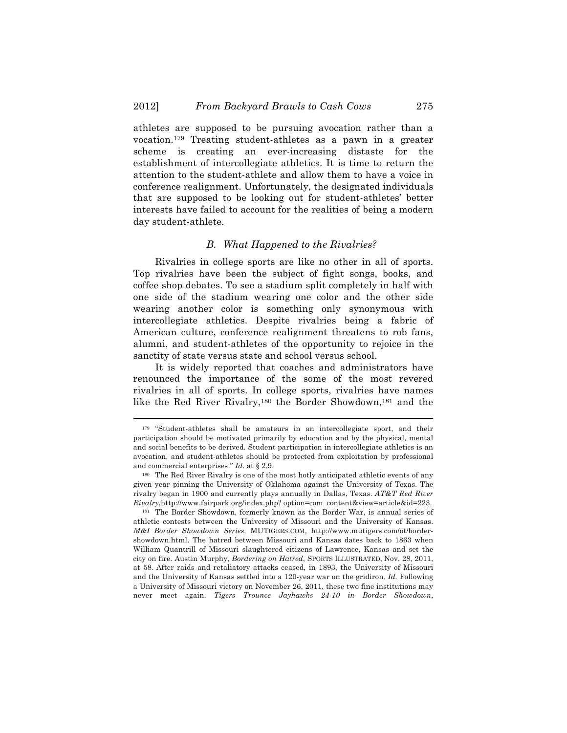athletes are supposed to be pursuing avocation rather than a vocation.[179] Treating student-athletes as a pawn in a greater scheme is creating an ever-increasing distaste for the establishment of intercollegiate athletics. It is time to return the attention to the student-athlete and allow them to have a voice in conference realignment. Unfortunately, the designated individuals that are supposed to be looking out for student-athletes' better interests have failed to account for the realities of being a modern day student-athlete.

### *B. What Happened to the Rivalries?*

Rivalries in college sports are like no other in all of sports. Top rivalries have been the subject of fight songs, books, and coffee shop debates. To see a stadium split completely in half with one side of the stadium wearing one color and the other side wearing another color is something only synonymous with intercollegiate athletics. Despite rivalries being a fabric of American culture, conference realignment threatens to rob fans, alumni, and student-athletes of the opportunity to rejoice in the sanctity of state versus state and school versus school.

It is widely reported that coaches and administrators have renounced the importance of the some of the most revered rivalries in all of sports. In college sports, rivalries have names like the Red River Rivalry,[180] the Border Showdown,[181] and the

---

[179] "Student-athletes shall be amateurs in an intercollegiate sport, and their participation should be motivated primarily by education and by the physical, mental and social benefits to be derived. Student participation in intercollegiate athletics is an avocation, and student-athletes should be protected from exploitation by professional and commercial enterprises." *Id.* at § 2.9.

[180] The Red River Rivalry is one of the most hotly anticipated athletic events of any given year pinning the University of Oklahoma against the University of Texas. The rivalry began in 1900 and currently plays annually in Dallas, Texas. *AT&T Red River Rivalry*,http://www.fairpark.org/index.php? option=com_content&view=article&id=223.

[181] The Border Showdown, formerly known as the Border War, is annual series of athletic contests between the University of Missouri and the University of Kansas. *M&I Border Showdown Series*, MUTIGERS.COM, http://www.mutigers.com/ot/border-showdown.html. The hatred between Missouri and Kansas dates back to 1863 when William Quantrill of Missouri slaughtered citizens of Lawrence, Kansas and set the city on fire. Austin Murphy, *Bordering on Hatred*, SPORTS ILLUSTRATED, Nov. 28, 2011, at 58. After raids and retaliatory attacks ceased, in 1893, the University of Missouri and the University of Kansas settled into a 120-year war on the gridiron. *Id.* Following a University of Missouri victory on November 26, 2011, these two fine institutions may never meet again. *Tigers Trounce Jayhawks 24-10 in Border Showdown*,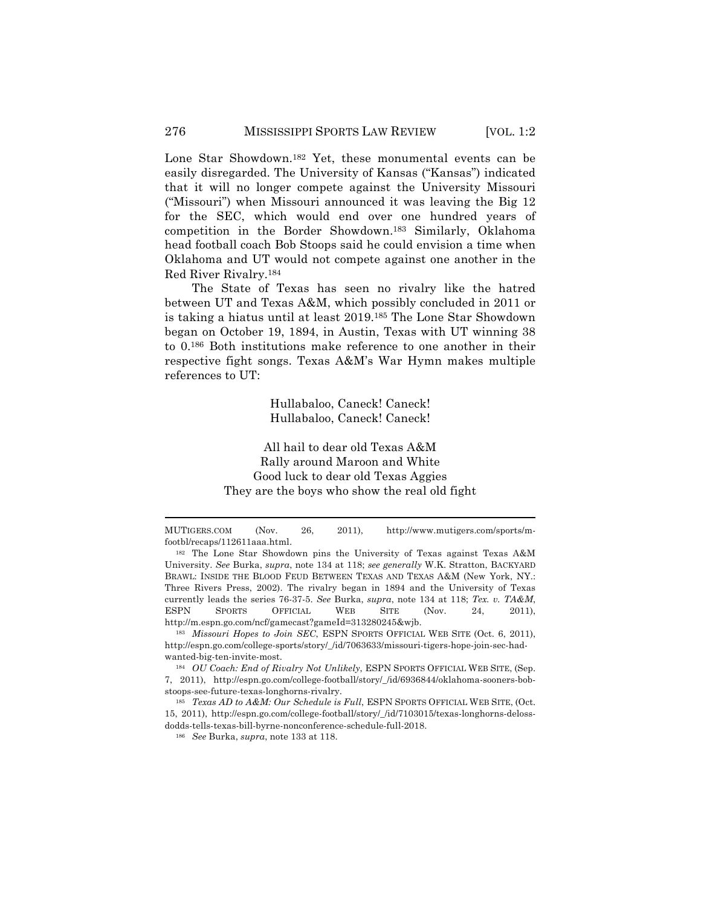Lone Star Showdown.[182] Yet, these monumental events can be easily disregarded. The University of Kansas ("Kansas") indicated that it will no longer compete against the University Missouri ("Missouri") when Missouri announced it was leaving the Big 12 for the SEC, which would end over one hundred years of competition in the Border Showdown.[183] Similarly, Oklahoma head football coach Bob Stoops said he could envision a time when Oklahoma and UT would not compete against one another in the Red River Rivalry.[184]

The State of Texas has seen no rivalry like the hatred between UT and Texas A&M, which possibly concluded in 2011 or is taking a hiatus until at least 2019.[185] The Lone Star Showdown began on October 19, 1894, in Austin, Texas with UT winning 38 to 0.[186] Both institutions make reference to one another in their respective fight songs. Texas A&M's War Hymn makes multiple references to UT:

> Hullabaloo, Caneck! Caneck!
> Hullabaloo, Caneck! Caneck!
>
> All hail to dear old Texas A&M
> Rally around Maroon and White
> Good luck to dear old Texas Aggies
> They are the boys who show the real old fight

---

MUTIGERS.COM (Nov. 26, 2011), http://www.mutigers.com/sports/m-footbl/recaps/112611aaa.html.

[182] The Lone Star Showdown pins the University of Texas against Texas A&M University. *See* Burka, *supra*, note 134 at 118; *see generally* W.K. Stratton, BACKYARD BRAWL: INSIDE THE BLOOD FEUD BETWEEN TEXAS AND TEXAS A&M (New York, NY.: Three Rivers Press, 2002). The rivalry began in 1894 and the University of Texas currently leads the series 76-37-5. *See* Burka, *supra*, note 134 at 118; *Tex. v. TA&M*, ESPN SPORTS OFFICIAL WEB SITE (Nov. 24, 2011), http://m.espn.go.com/ncf/gamecast?gameId=313280245&wjb.

[183] *Missouri Hopes to Join SEC*, ESPN SPORTS OFFICIAL WEB SITE (Oct. 6, 2011), http://espn.go.com/college-sports/story/_/id/7063633/missouri-tigers-hope-join-sec-had-wanted-big-ten-invite-most.

[184] *OU Coach: End of Rivalry Not Unlikely*, ESPN SPORTS OFFICIAL WEB SITE, (Sep. 7, 2011), http://espn.go.com/college-football/story/_/id/6936844/oklahoma-sooners-bob-stoops-see-future-texas-longhorns-rivalry.

[185] *Texas AD to A&M: Our Schedule is Full*, ESPN SPORTS OFFICIAL WEB SITE, (Oct. 15, 2011), http://espn.go.com/college-football/story/_/id/7103015/texas-longhorns-deloss-dodds-tells-texas-bill-byrne-nonconference-schedule-full-2018.

[186] *See* Burka, *supra*, note 133 at 118.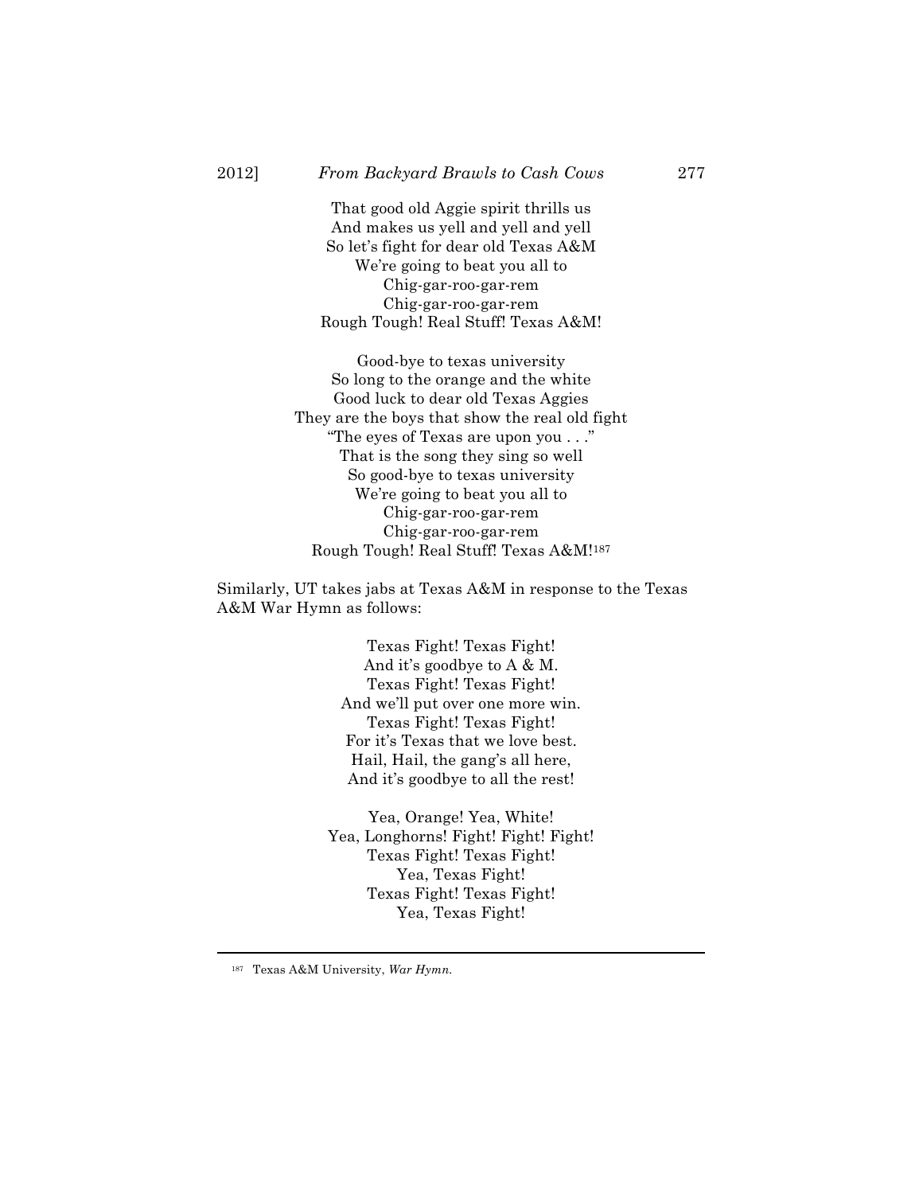That good old Aggie spirit thrills us  
And makes us yell and yell and yell  
So let's fight for dear old Texas A&M  
We're going to beat you all to  
Chig-gar-roo-gar-rem  
Chig-gar-roo-gar-rem  
Rough Tough! Real Stuff! Texas A&M!

Good-bye to texas university  
So long to the orange and the white  
Good luck to dear old Texas Aggies  
They are the boys that show the real old fight  
"The eyes of Texas are upon you . . ."  
That is the song they sing so well  
So good-bye to texas university  
We're going to beat you all to  
Chig-gar-roo-gar-rem  
Chig-gar-roo-gar-rem  
Rough Tough! Real Stuff! Texas A&M![187]

Similarly, UT takes jabs at Texas A&M in response to the Texas A&M War Hymn as follows:

Texas Fight! Texas Fight!  
And it's goodbye to A & M.  
Texas Fight! Texas Fight!  
And we'll put over one more win.  
Texas Fight! Texas Fight!  
For it's Texas that we love best.  
Hail, Hail, the gang's all here,  
And it's goodbye to all the rest!

Yea, Orange! Yea, White!  
Yea, Longhorns! Fight! Fight! Fight!  
Texas Fight! Texas Fight!  
Yea, Texas Fight!  
Texas Fight! Texas Fight!  
Yea, Texas Fight!

---

[187] Texas A&M University, *War Hymn*.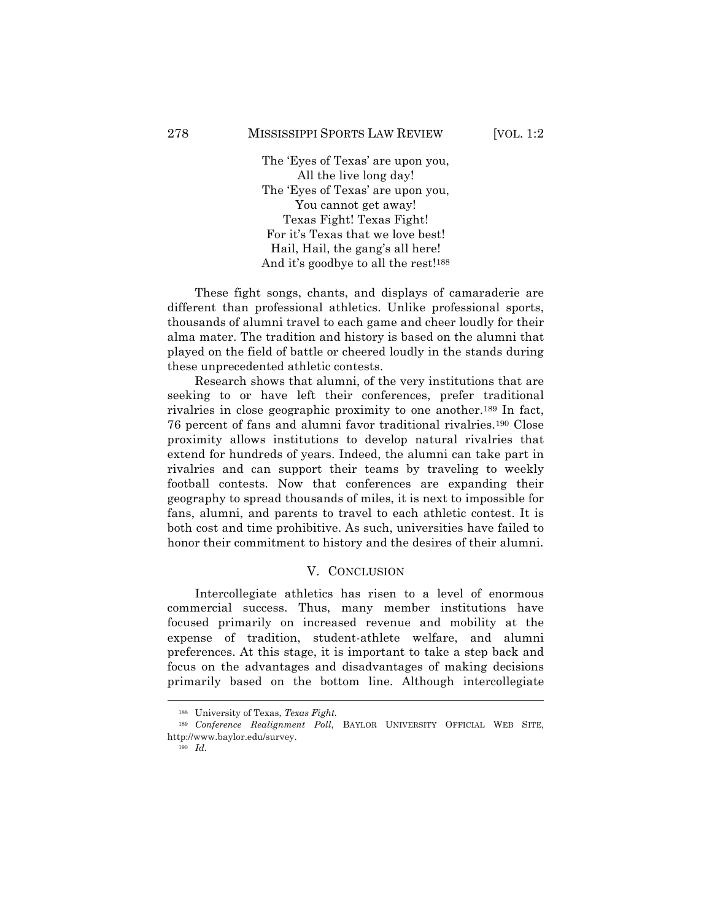The 'Eyes of Texas' are upon you,
All the live long day!
The 'Eyes of Texas' are upon you,
You cannot get away!
Texas Fight! Texas Fight!
For it's Texas that we love best!
Hail, Hail, the gang's all here!
And it's goodbye to all the rest![188]

These fight songs, chants, and displays of camaraderie are different than professional athletics. Unlike professional sports, thousands of alumni travel to each game and cheer loudly for their alma mater. The tradition and history is based on the alumni that played on the field of battle or cheered loudly in the stands during these unprecedented athletic contests.

Research shows that alumni, of the very institutions that are seeking to or have left their conferences, prefer traditional rivalries in close geographic proximity to one another.[189] In fact, 76 percent of fans and alumni favor traditional rivalries.[190] Close proximity allows institutions to develop natural rivalries that extend for hundreds of years. Indeed, the alumni can take part in rivalries and can support their teams by traveling to weekly football contests. Now that conferences are expanding their geography to spread thousands of miles, it is next to impossible for fans, alumni, and parents to travel to each athletic contest. It is both cost and time prohibitive. As such, universities have failed to honor their commitment to history and the desires of their alumni.

## V. CONCLUSION

Intercollegiate athletics has risen to a level of enormous commercial success. Thus, many member institutions have focused primarily on increased revenue and mobility at the expense of tradition, student-athlete welfare, and alumni preferences. At this stage, it is important to take a step back and focus on the advantages and disadvantages of making decisions primarily based on the bottom line. Although intercollegiate

---

[188] University of Texas, *Texas Fight*.

[189] *Conference Realignment Poll*, BAYLOR UNIVERSITY OFFICIAL WEB SITE, http://www.baylor.edu/survey.

[190] *Id.*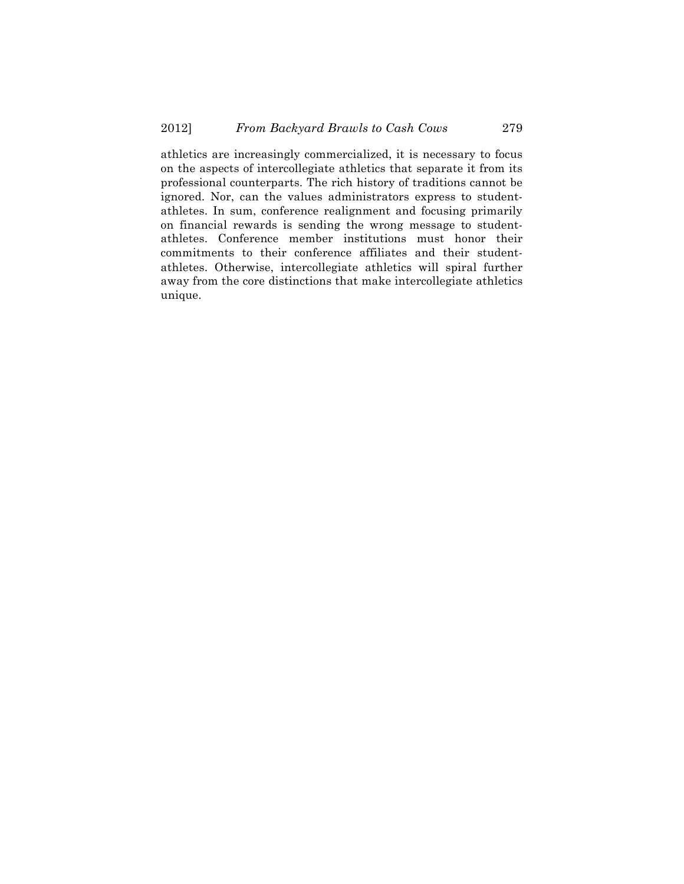athletics are increasingly commercialized, it is necessary to focus on the aspects of intercollegiate athletics that separate it from its professional counterparts. The rich history of traditions cannot be ignored. Nor, can the values administrators express to student-athletes. In sum, conference realignment and focusing primarily on financial rewards is sending the wrong message to student-athletes. Conference member institutions must honor their commitments to their conference affiliates and their student-athletes. Otherwise, intercollegiate athletics will spiral further away from the core distinctions that make intercollegiate athletics unique.